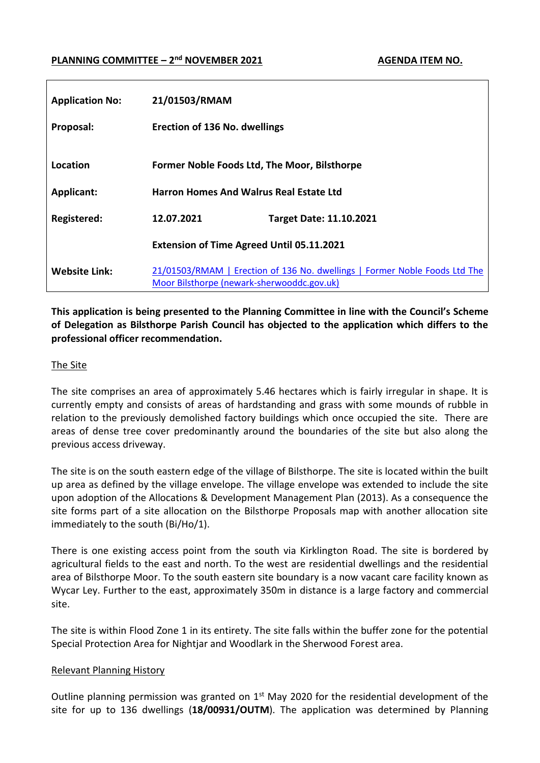**PLANNING COMMITTEE – 2nd NOVEMBER 2021** **AGENDA ITEM NO.**

| | | |
|---|---|---|
| **Application No:** | **21/01503/RMAM** | |
| **Proposal:** | **Erection of 136 No. dwellings** | |
| **Location** | **Former Noble Foods Ltd, The Moor, Bilsthorpe** | |
| **Applicant:** | **Harron Homes And Walrus Real Estate Ltd** | |
| **Registered:** | **12.07.2021** | **Target Date: 11.10.2021** |
| | **Extension of Time Agreed Until 05.11.2021** | |
| **Website Link:** | [21/01503/RMAM \| Erection of 136 No. dwellings \| Former Noble Foods Ltd The Moor Bilsthorpe (newark-sherwooddc.gov.uk)]() | |

**This application is being presented to the Planning Committee in line with the Council's Scheme of Delegation as Bilsthorpe Parish Council has objected to the application which differs to the professional officer recommendation.**

## The Site

The site comprises an area of approximately 5.46 hectares which is fairly irregular in shape. It is currently empty and consists of areas of hardstanding and grass with some mounds of rubble in relation to the previously demolished factory buildings which once occupied the site. There are areas of dense tree cover predominantly around the boundaries of the site but also along the previous access driveway.

The site is on the south eastern edge of the village of Bilsthorpe. The site is located within the built up area as defined by the village envelope. The village envelope was extended to include the site upon adoption of the Allocations & Development Management Plan (2013). As a consequence the site forms part of a site allocation on the Bilsthorpe Proposals map with another allocation site immediately to the south (Bi/Ho/1).

There is one existing access point from the south via Kirklington Road. The site is bordered by agricultural fields to the east and north. To the west are residential dwellings and the residential area of Bilsthorpe Moor. To the south eastern site boundary is a now vacant care facility known as Wycar Ley. Further to the east, approximately 350m in distance is a large factory and commercial site.

The site is within Flood Zone 1 in its entirety. The site falls within the buffer zone for the potential Special Protection Area for Nightjar and Woodlark in the Sherwood Forest area.

## Relevant Planning History

Outline planning permission was granted on 1st May 2020 for the residential development of the site for up to 136 dwellings (**18/00931/OUTM**). The application was determined by Planning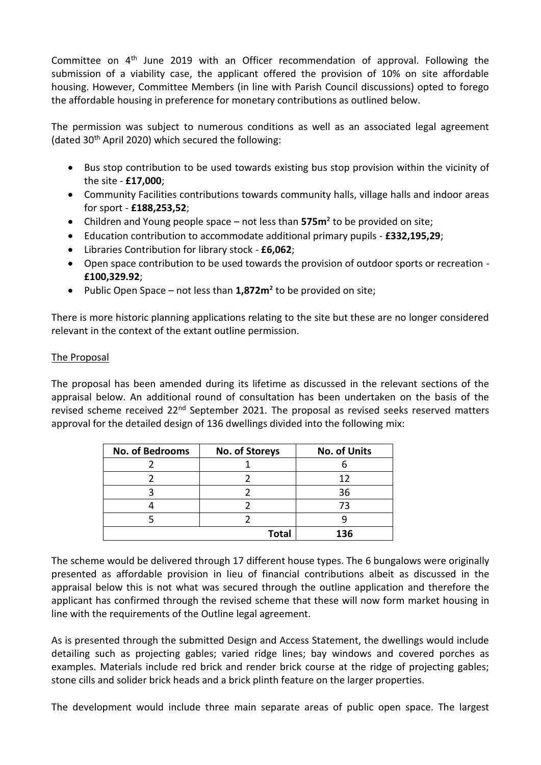Committee on 4th June 2019 with an Officer recommendation of approval. Following the submission of a viability case, the applicant offered the provision of 10% on site affordable housing. However, Committee Members (in line with Parish Council discussions) opted to forego the affordable housing in preference for monetary contributions as outlined below.

The permission was subject to numerous conditions as well as an associated legal agreement (dated 30th April 2020) which secured the following:

- Bus stop contribution to be used towards existing bus stop provision within the vicinity of the site - **£17,000**;
- Community Facilities contributions towards community halls, village halls and indoor areas for sport - **£188,253,52**;
- Children and Young people space – not less than **575m$^2$** to be provided on site;
- Education contribution to accommodate additional primary pupils - **£332,195,29**;
- Libraries Contribution for library stock - **£6,062**;
- Open space contribution to be used towards the provision of outdoor sports or recreation - **£100,329.92**;
- Public Open Space – not less than **1,872m$^2$** to be provided on site;

There is more historic planning applications relating to the site but these are no longer considered relevant in the context of the extant outline permission.

The Proposal

The proposal has been amended during its lifetime as discussed in the relevant sections of the appraisal below. An additional round of consultation has been undertaken on the basis of the revised scheme received 22nd September 2021. The proposal as revised seeks reserved matters approval for the detailed design of 136 dwellings divided into the following mix:

| No. of Bedrooms | No. of Storeys | No. of Units |
|---|---|---|
| 2 | 1 | 6 |
| 2 | 2 | 12 |
| 3 | 2 | 36 |
| 4 | 2 | 73 |
| 5 | 2 | 9 |
| | **Total** | **136** |

The scheme would be delivered through 17 different house types. The 6 bungalows were originally presented as affordable provision in lieu of financial contributions albeit as discussed in the appraisal below this is not what was secured through the outline application and therefore the applicant has confirmed through the revised scheme that these will now form market housing in line with the requirements of the Outline legal agreement.

As is presented through the submitted Design and Access Statement, the dwellings would include detailing such as projecting gables; varied ridge lines; bay windows and covered porches as examples. Materials include red brick and render brick course at the ridge of projecting gables; stone cills and solider brick heads and a brick plinth feature on the larger properties.

The development would include three main separate areas of public open space. The largest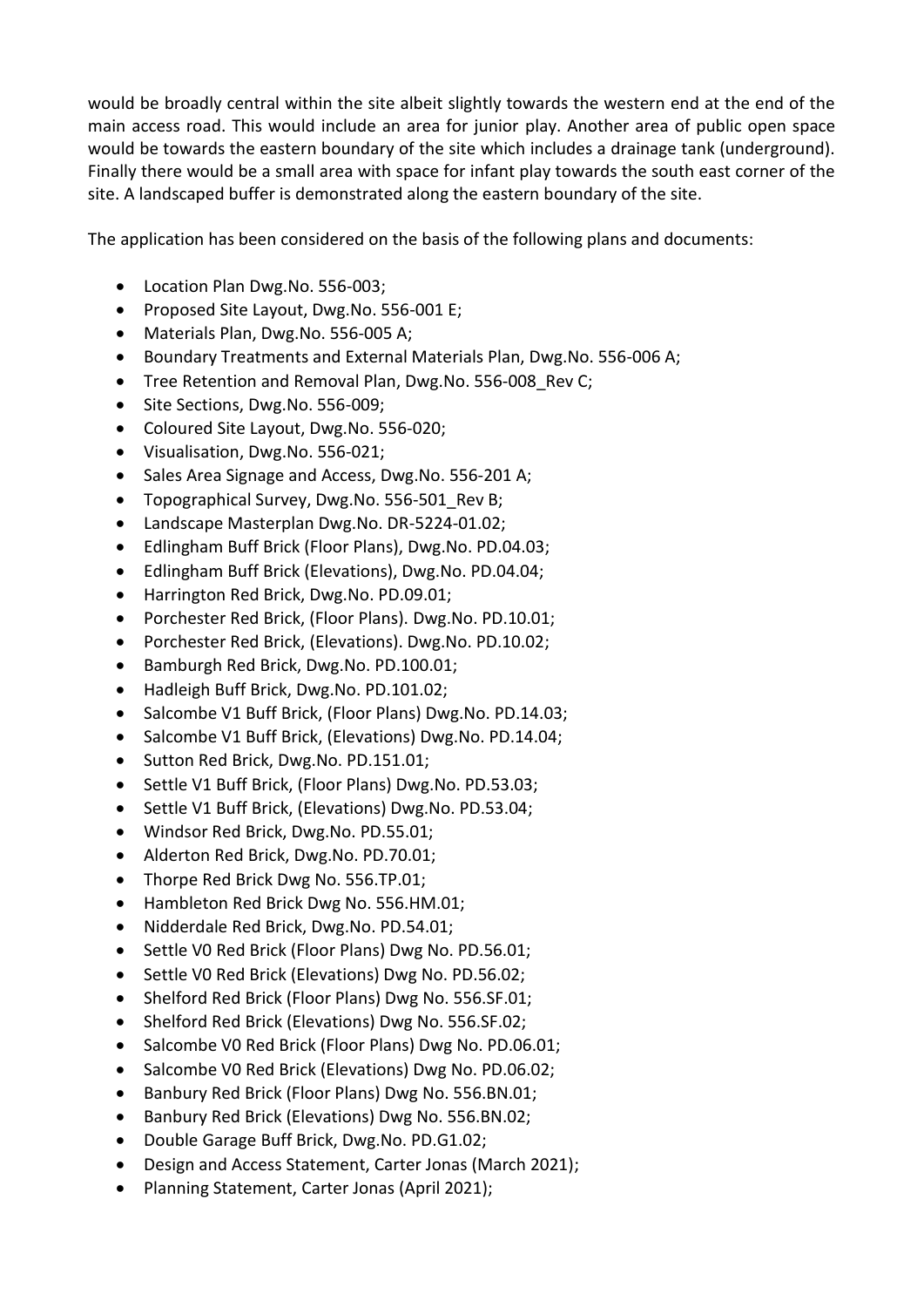would be broadly central within the site albeit slightly towards the western end at the end of the main access road. This would include an area for junior play. Another area of public open space would be towards the eastern boundary of the site which includes a drainage tank (underground). Finally there would be a small area with space for infant play towards the south east corner of the site. A landscaped buffer is demonstrated along the eastern boundary of the site.

The application has been considered on the basis of the following plans and documents:

- Location Plan Dwg.No. 556-003;
- Proposed Site Layout, Dwg.No. 556-001 E;
- Materials Plan, Dwg.No. 556-005 A;
- Boundary Treatments and External Materials Plan, Dwg.No. 556-006 A;
- Tree Retention and Removal Plan, Dwg.No. 556-008_Rev C;
- Site Sections, Dwg.No. 556-009;
- Coloured Site Layout, Dwg.No. 556-020;
- Visualisation, Dwg.No. 556-021;
- Sales Area Signage and Access, Dwg.No. 556-201 A;
- Topographical Survey, Dwg.No. 556-501_Rev B;
- Landscape Masterplan Dwg.No. DR-5224-01.02;
- Edlingham Buff Brick (Floor Plans), Dwg.No. PD.04.03;
- Edlingham Buff Brick (Elevations), Dwg.No. PD.04.04;
- Harrington Red Brick, Dwg.No. PD.09.01;
- Porchester Red Brick, (Floor Plans). Dwg.No. PD.10.01;
- Porchester Red Brick, (Elevations). Dwg.No. PD.10.02;
- Bamburgh Red Brick, Dwg.No. PD.100.01;
- Hadleigh Buff Brick, Dwg.No. PD.101.02;
- Salcombe V1 Buff Brick, (Floor Plans) Dwg.No. PD.14.03;
- Salcombe V1 Buff Brick, (Elevations) Dwg.No. PD.14.04;
- Sutton Red Brick, Dwg.No. PD.151.01;
- Settle V1 Buff Brick, (Floor Plans) Dwg.No. PD.53.03;
- Settle V1 Buff Brick, (Elevations) Dwg.No. PD.53.04;
- Windsor Red Brick, Dwg.No. PD.55.01;
- Alderton Red Brick, Dwg.No. PD.70.01;
- Thorpe Red Brick Dwg No. 556.TP.01;
- Hambleton Red Brick Dwg No. 556.HM.01;
- Nidderdale Red Brick, Dwg.No. PD.54.01;
- Settle V0 Red Brick (Floor Plans) Dwg No. PD.56.01;
- Settle V0 Red Brick (Elevations) Dwg No. PD.56.02;
- Shelford Red Brick (Floor Plans) Dwg No. 556.SF.01;
- Shelford Red Brick (Elevations) Dwg No. 556.SF.02;
- Salcombe V0 Red Brick (Floor Plans) Dwg No. PD.06.01;
- Salcombe V0 Red Brick (Elevations) Dwg No. PD.06.02;
- Banbury Red Brick (Floor Plans) Dwg No. 556.BN.01;
- Banbury Red Brick (Elevations) Dwg No. 556.BN.02;
- Double Garage Buff Brick, Dwg.No. PD.G1.02;
- Design and Access Statement, Carter Jonas (March 2021);
- Planning Statement, Carter Jonas (April 2021);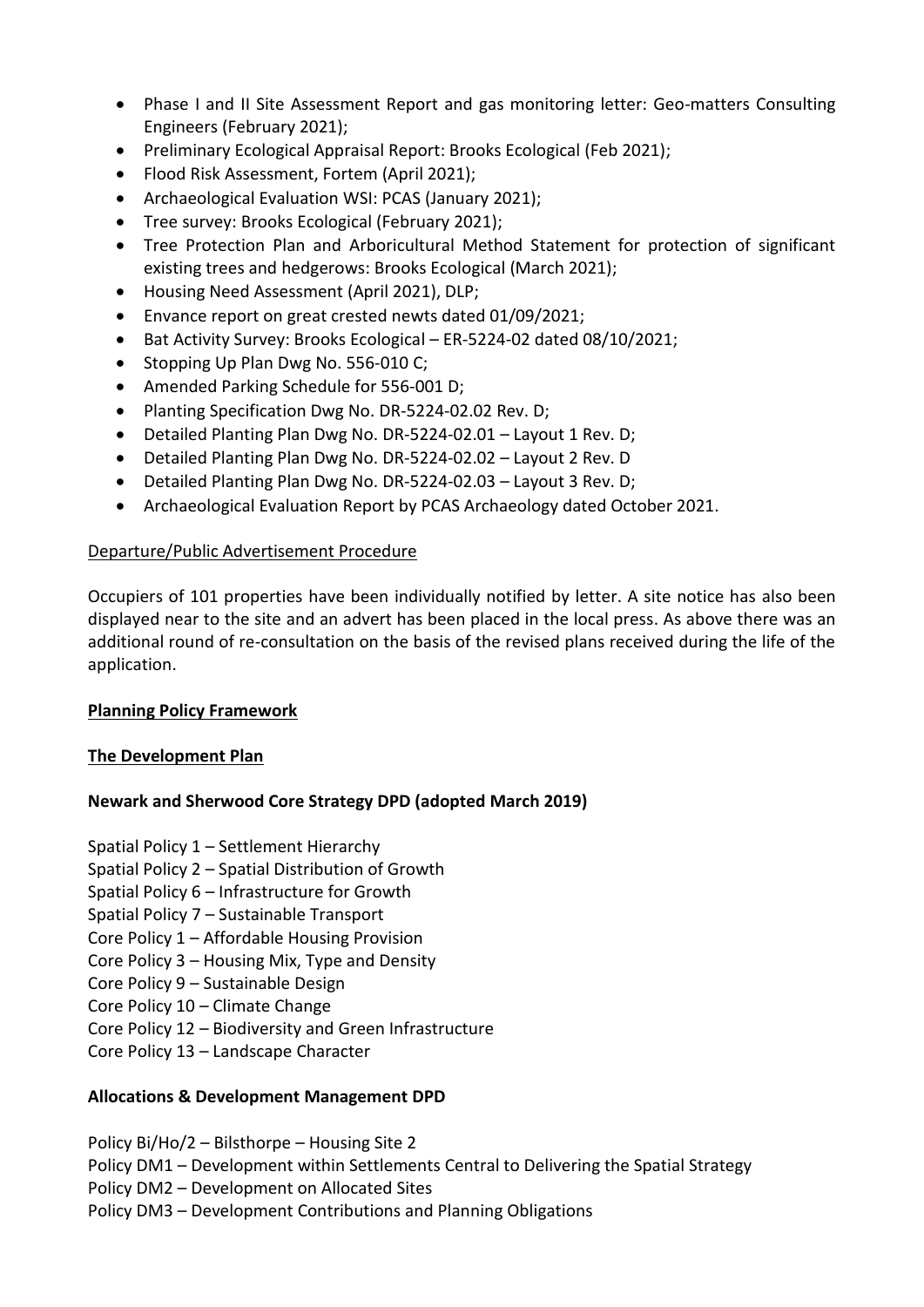- Phase I and II Site Assessment Report and gas monitoring letter: Geo-matters Consulting Engineers (February 2021);
- Preliminary Ecological Appraisal Report: Brooks Ecological (Feb 2021);
- Flood Risk Assessment, Fortem (April 2021);
- Archaeological Evaluation WSI: PCAS (January 2021);
- Tree survey: Brooks Ecological (February 2021);
- Tree Protection Plan and Arboricultural Method Statement for protection of significant existing trees and hedgerows: Brooks Ecological (March 2021);
- Housing Need Assessment (April 2021), DLP;
- Envance report on great crested newts dated 01/09/2021;
- Bat Activity Survey: Brooks Ecological – ER-5224-02 dated 08/10/2021;
- Stopping Up Plan Dwg No. 556-010 C;
- Amended Parking Schedule for 556-001 D;
- Planting Specification Dwg No. DR-5224-02.02 Rev. D;
- Detailed Planting Plan Dwg No. DR-5224-02.01 – Layout 1 Rev. D;
- Detailed Planting Plan Dwg No. DR-5224-02.02 – Layout 2 Rev. D
- Detailed Planting Plan Dwg No. DR-5224-02.03 – Layout 3 Rev. D;
- Archaeological Evaluation Report by PCAS Archaeology dated October 2021.

Departure/Public Advertisement Procedure

Occupiers of 101 properties have been individually notified by letter. A site notice has also been displayed near to the site and an advert has been placed in the local press. As above there was an additional round of re-consultation on the basis of the revised plans received during the life of the application.

## Planning Policy Framework

## The Development Plan

### Newark and Sherwood Core Strategy DPD (adopted March 2019)

Spatial Policy 1 – Settlement Hierarchy
Spatial Policy 2 – Spatial Distribution of Growth
Spatial Policy 6 – Infrastructure for Growth
Spatial Policy 7 – Sustainable Transport
Core Policy 1 – Affordable Housing Provision
Core Policy 3 – Housing Mix, Type and Density
Core Policy 9 – Sustainable Design
Core Policy 10 – Climate Change
Core Policy 12 – Biodiversity and Green Infrastructure
Core Policy 13 – Landscape Character

### Allocations & Development Management DPD

Policy Bi/Ho/2 – Bilsthorpe – Housing Site 2
Policy DM1 – Development within Settlements Central to Delivering the Spatial Strategy
Policy DM2 – Development on Allocated Sites
Policy DM3 – Development Contributions and Planning Obligations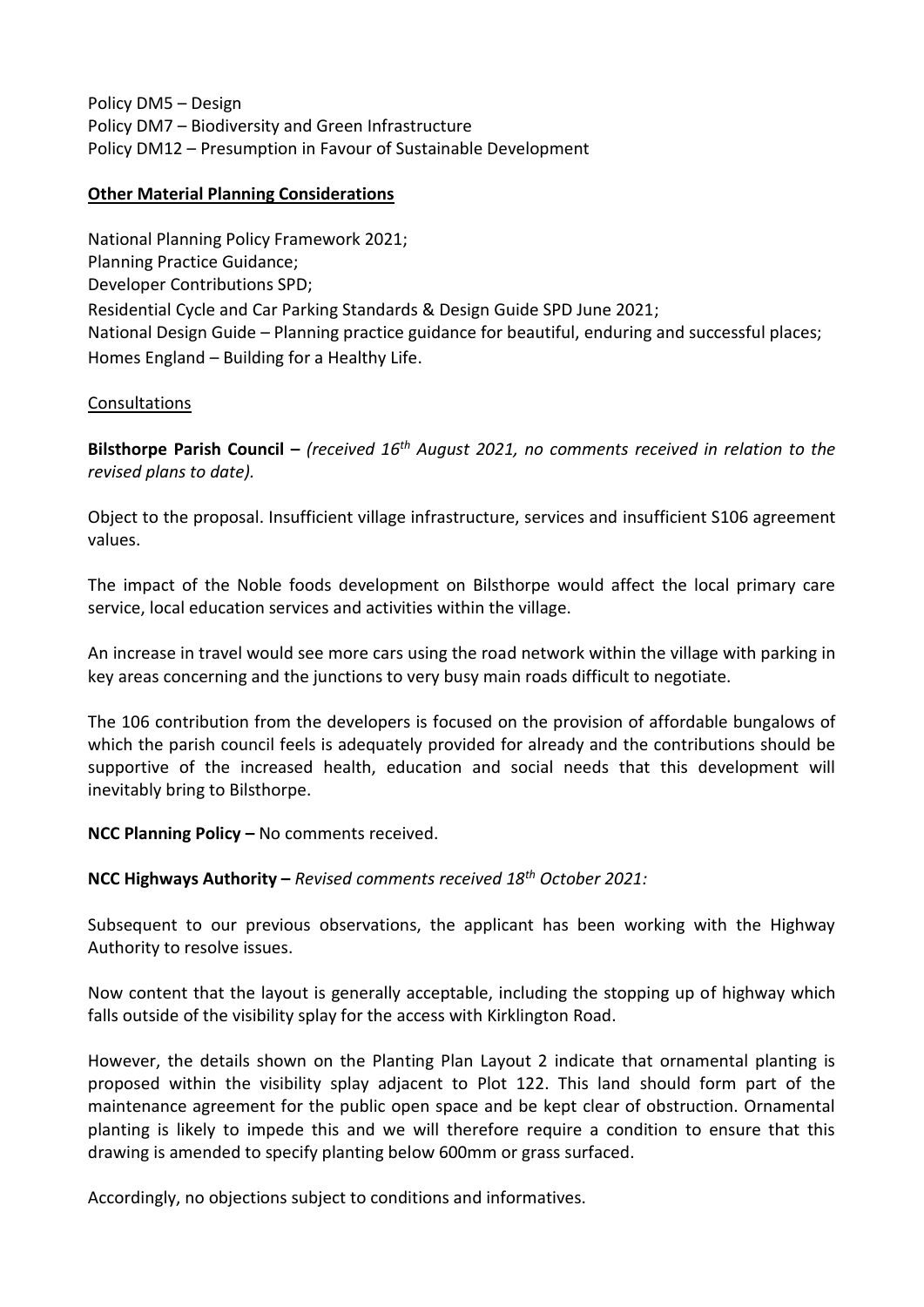Policy DM5 – Design
Policy DM7 – Biodiversity and Green Infrastructure
Policy DM12 – Presumption in Favour of Sustainable Development

**Other Material Planning Considerations**

National Planning Policy Framework 2021;
Planning Practice Guidance;
Developer Contributions SPD;
Residential Cycle and Car Parking Standards & Design Guide SPD June 2021;
National Design Guide – Planning practice guidance for beautiful, enduring and successful places;
Homes England – Building for a Healthy Life.

Consultations

**Bilsthorpe Parish Council –** *(received 16th August 2021, no comments received in relation to the revised plans to date).*

Object to the proposal. Insufficient village infrastructure, services and insufficient S106 agreement values.

The impact of the Noble foods development on Bilsthorpe would affect the local primary care service, local education services and activities within the village.

An increase in travel would see more cars using the road network within the village with parking in key areas concerning and the junctions to very busy main roads difficult to negotiate.

The 106 contribution from the developers is focused on the provision of affordable bungalows of which the parish council feels is adequately provided for already and the contributions should be supportive of the increased health, education and social needs that this development will inevitably bring to Bilsthorpe.

**NCC Planning Policy –** No comments received.

**NCC Highways Authority –** *Revised comments received 18th October 2021:*

Subsequent to our previous observations, the applicant has been working with the Highway Authority to resolve issues.

Now content that the layout is generally acceptable, including the stopping up of highway which falls outside of the visibility splay for the access with Kirklington Road.

However, the details shown on the Planting Plan Layout 2 indicate that ornamental planting is proposed within the visibility splay adjacent to Plot 122. This land should form part of the maintenance agreement for the public open space and be kept clear of obstruction. Ornamental planting is likely to impede this and we will therefore require a condition to ensure that this drawing is amended to specify planting below 600mm or grass surfaced.

Accordingly, no objections subject to conditions and informatives.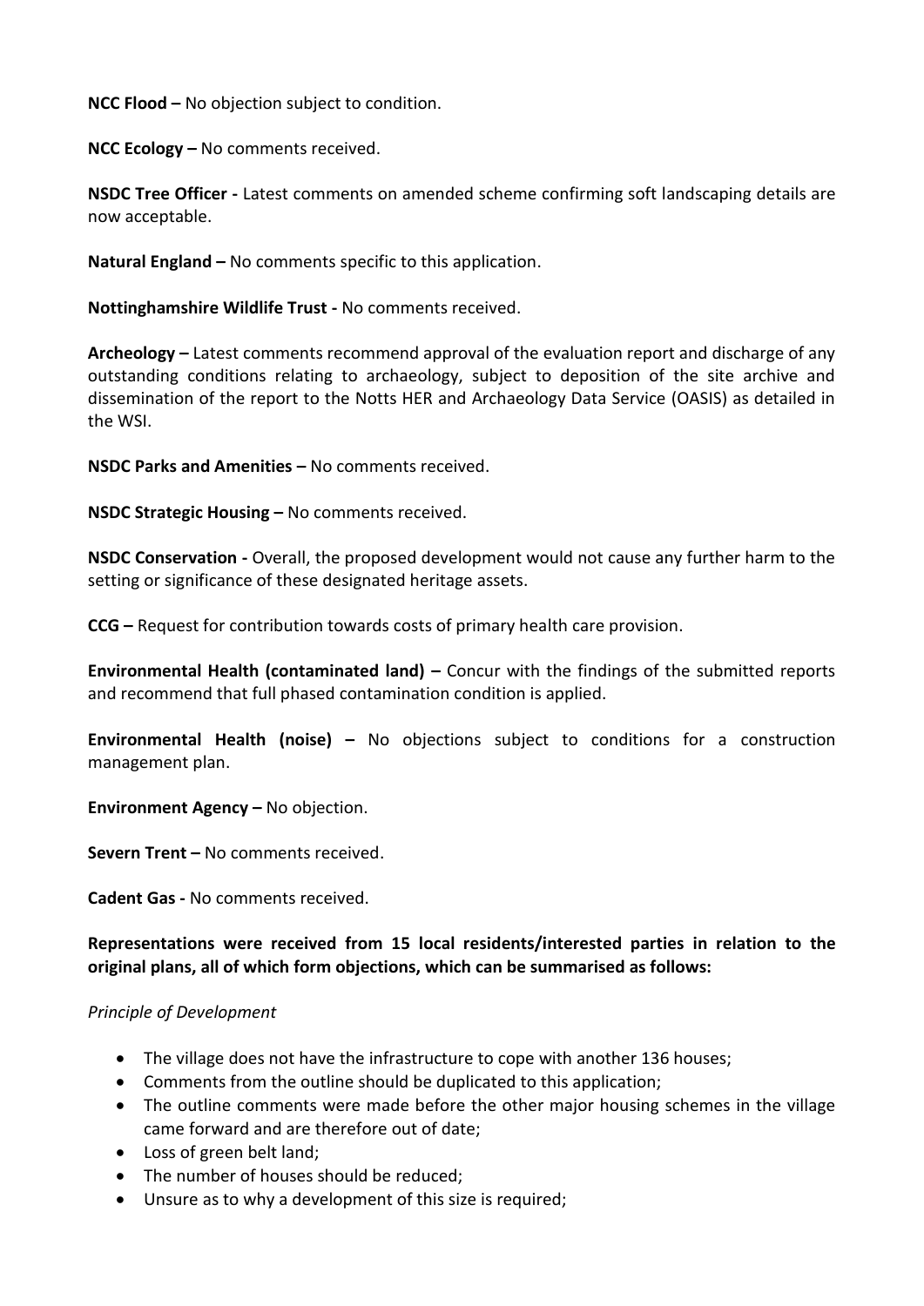**NCC Flood –** No objection subject to condition.

**NCC Ecology –** No comments received.

**NSDC Tree Officer -** Latest comments on amended scheme confirming soft landscaping details are now acceptable.

**Natural England –** No comments specific to this application.

**Nottinghamshire Wildlife Trust -** No comments received.

**Archeology –** Latest comments recommend approval of the evaluation report and discharge of any outstanding conditions relating to archaeology, subject to deposition of the site archive and dissemination of the report to the Notts HER and Archaeology Data Service (OASIS) as detailed in the WSI.

**NSDC Parks and Amenities –** No comments received.

**NSDC Strategic Housing –** No comments received.

**NSDC Conservation -** Overall, the proposed development would not cause any further harm to the setting or significance of these designated heritage assets.

**CCG –** Request for contribution towards costs of primary health care provision.

**Environmental Health (contaminated land) –** Concur with the findings of the submitted reports and recommend that full phased contamination condition is applied.

**Environmental Health (noise) –** No objections subject to conditions for a construction management plan.

**Environment Agency –** No objection.

**Severn Trent –** No comments received.

**Cadent Gas -** No comments received.

**Representations were received from 15 local residents/interested parties in relation to the original plans, all of which form objections, which can be summarised as follows:**

*Principle of Development*

- The village does not have the infrastructure to cope with another 136 houses;
- Comments from the outline should be duplicated to this application;
- The outline comments were made before the other major housing schemes in the village came forward and are therefore out of date;
- Loss of green belt land;
- The number of houses should be reduced;
- Unsure as to why a development of this size is required;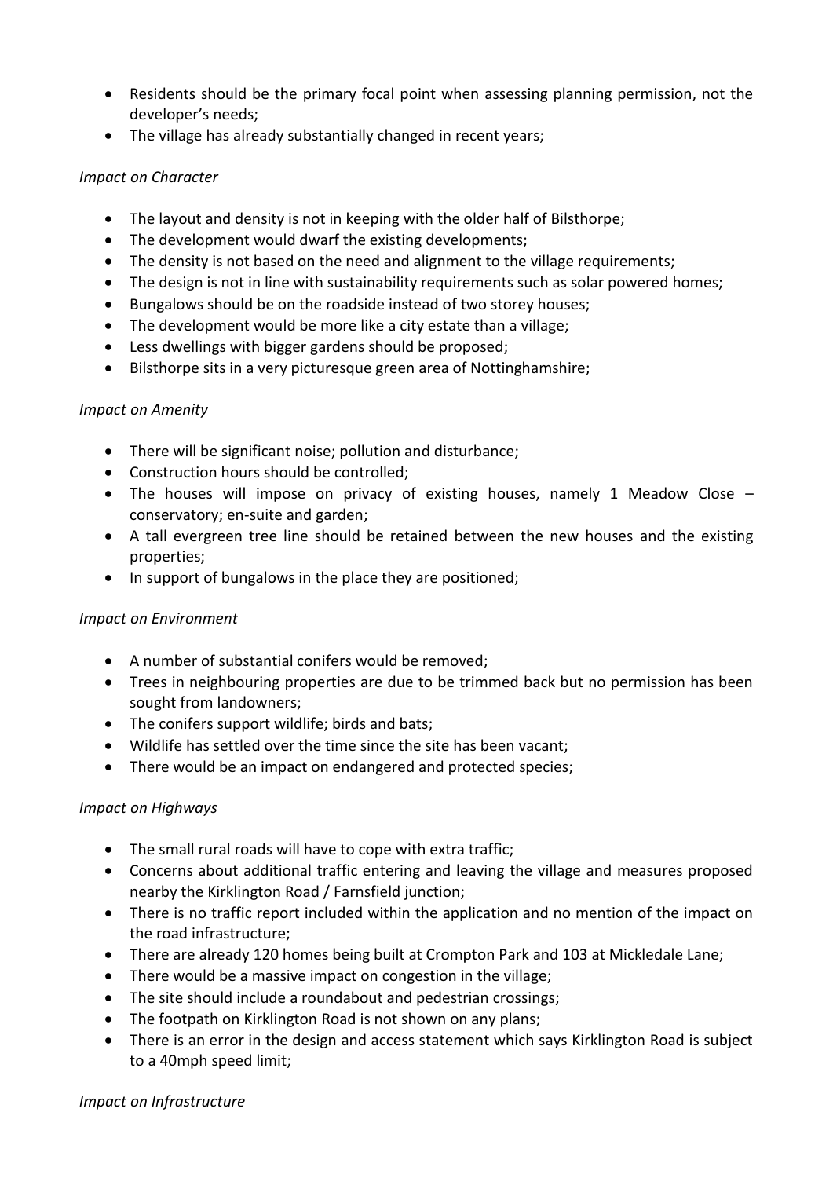- Residents should be the primary focal point when assessing planning permission, not the developer's needs;
- The village has already substantially changed in recent years;

*Impact on Character*

- The layout and density is not in keeping with the older half of Bilsthorpe;
- The development would dwarf the existing developments;
- The density is not based on the need and alignment to the village requirements;
- The design is not in line with sustainability requirements such as solar powered homes;
- Bungalows should be on the roadside instead of two storey houses;
- The development would be more like a city estate than a village;
- Less dwellings with bigger gardens should be proposed;
- Bilsthorpe sits in a very picturesque green area of Nottinghamshire;

*Impact on Amenity*

- There will be significant noise; pollution and disturbance;
- Construction hours should be controlled;
- The houses will impose on privacy of existing houses, namely 1 Meadow Close – conservatory; en-suite and garden;
- A tall evergreen tree line should be retained between the new houses and the existing properties;
- In support of bungalows in the place they are positioned;

*Impact on Environment*

- A number of substantial conifers would be removed;
- Trees in neighbouring properties are due to be trimmed back but no permission has been sought from landowners;
- The conifers support wildlife; birds and bats;
- Wildlife has settled over the time since the site has been vacant;
- There would be an impact on endangered and protected species;

*Impact on Highways*

- The small rural roads will have to cope with extra traffic;
- Concerns about additional traffic entering and leaving the village and measures proposed nearby the Kirklington Road / Farnsfield junction;
- There is no traffic report included within the application and no mention of the impact on the road infrastructure;
- There are already 120 homes being built at Crompton Park and 103 at Mickledale Lane;
- There would be a massive impact on congestion in the village;
- The site should include a roundabout and pedestrian crossings;
- The footpath on Kirklington Road is not shown on any plans;
- There is an error in the design and access statement which says Kirklington Road is subject to a 40mph speed limit;

*Impact on Infrastructure*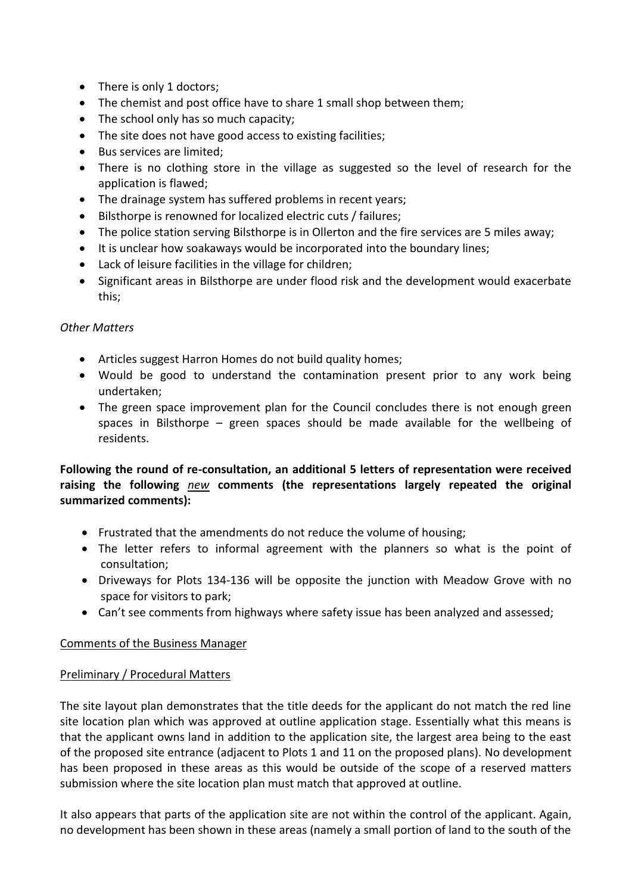- There is only 1 doctors;
- The chemist and post office have to share 1 small shop between them;
- The school only has so much capacity;
- The site does not have good access to existing facilities;
- Bus services are limited;
- There is no clothing store in the village as suggested so the level of research for the application is flawed;
- The drainage system has suffered problems in recent years;
- Bilsthorpe is renowned for localized electric cuts / failures;
- The police station serving Bilsthorpe is in Ollerton and the fire services are 5 miles away;
- It is unclear how soakaways would be incorporated into the boundary lines;
- Lack of leisure facilities in the village for children;
- Significant areas in Bilsthorpe are under flood risk and the development would exacerbate this;

*Other Matters*

- Articles suggest Harron Homes do not build quality homes;
- Would be good to understand the contamination present prior to any work being undertaken;
- The green space improvement plan for the Council concludes there is not enough green spaces in Bilsthorpe – green spaces should be made available for the wellbeing of residents.

**Following the round of re-consultation, an additional 5 letters of representation were received raising the following *new* comments (the representations largely repeated the original summarized comments):**

- Frustrated that the amendments do not reduce the volume of housing;
- The letter refers to informal agreement with the planners so what is the point of consultation;
- Driveways for Plots 134-136 will be opposite the junction with Meadow Grove with no space for visitors to park;
- Can't see comments from highways where safety issue has been analyzed and assessed;

Comments of the Business Manager

Preliminary / Procedural Matters

The site layout plan demonstrates that the title deeds for the applicant do not match the red line site location plan which was approved at outline application stage. Essentially what this means is that the applicant owns land in addition to the application site, the largest area being to the east of the proposed site entrance (adjacent to Plots 1 and 11 on the proposed plans). No development has been proposed in these areas as this would be outside of the scope of a reserved matters submission where the site location plan must match that approved at outline.

It also appears that parts of the application site are not within the control of the applicant. Again, no development has been shown in these areas (namely a small portion of land to the south of the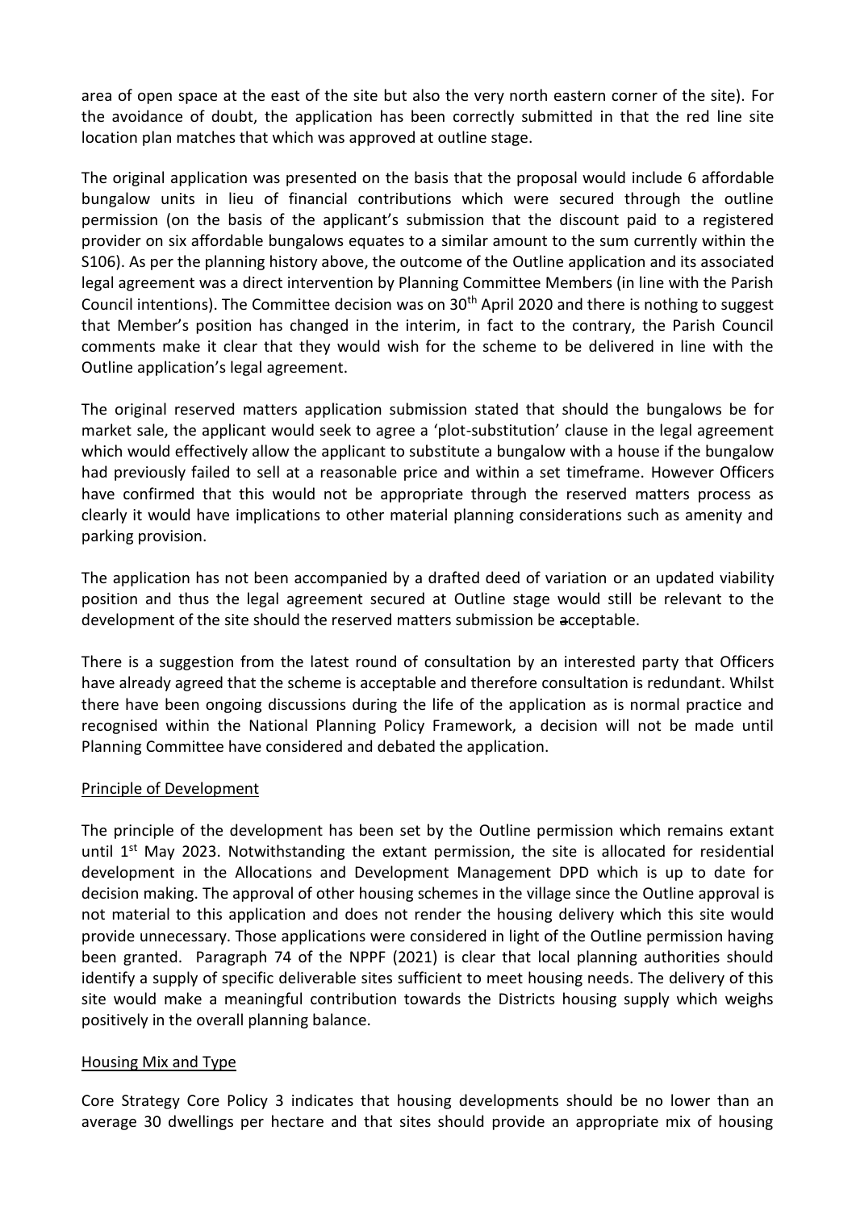area of open space at the east of the site but also the very north eastern corner of the site). For the avoidance of doubt, the application has been correctly submitted in that the red line site location plan matches that which was approved at outline stage.

The original application was presented on the basis that the proposal would include 6 affordable bungalow units in lieu of financial contributions which were secured through the outline permission (on the basis of the applicant's submission that the discount paid to a registered provider on six affordable bungalows equates to a similar amount to the sum currently within the S106). As per the planning history above, the outcome of the Outline application and its associated legal agreement was a direct intervention by Planning Committee Members (in line with the Parish Council intentions). The Committee decision was on 30th April 2020 and there is nothing to suggest that Member's position has changed in the interim, in fact to the contrary, the Parish Council comments make it clear that they would wish for the scheme to be delivered in line with the Outline application's legal agreement.

The original reserved matters application submission stated that should the bungalows be for market sale, the applicant would seek to agree a 'plot-substitution' clause in the legal agreement which would effectively allow the applicant to substitute a bungalow with a house if the bungalow had previously failed to sell at a reasonable price and within a set timeframe. However Officers have confirmed that this would not be appropriate through the reserved matters process as clearly it would have implications to other material planning considerations such as amenity and parking provision.

The application has not been accompanied by a drafted deed of variation or an updated viability position and thus the legal agreement secured at Outline stage would still be relevant to the development of the site should the reserved matters submission be acceptable.

There is a suggestion from the latest round of consultation by an interested party that Officers have already agreed that the scheme is acceptable and therefore consultation is redundant. Whilst there have been ongoing discussions during the life of the application as is normal practice and recognised within the National Planning Policy Framework, a decision will not be made until Planning Committee have considered and debated the application.

## Principle of Development

The principle of the development has been set by the Outline permission which remains extant until 1st May 2023. Notwithstanding the extant permission, the site is allocated for residential development in the Allocations and Development Management DPD which is up to date for decision making. The approval of other housing schemes in the village since the Outline approval is not material to this application and does not render the housing delivery which this site would provide unnecessary. Those applications were considered in light of the Outline permission having been granted. Paragraph 74 of the NPPF (2021) is clear that local planning authorities should identify a supply of specific deliverable sites sufficient to meet housing needs. The delivery of this site would make a meaningful contribution towards the Districts housing supply which weighs positively in the overall planning balance.

## Housing Mix and Type

Core Strategy Core Policy 3 indicates that housing developments should be no lower than an average 30 dwellings per hectare and that sites should provide an appropriate mix of housing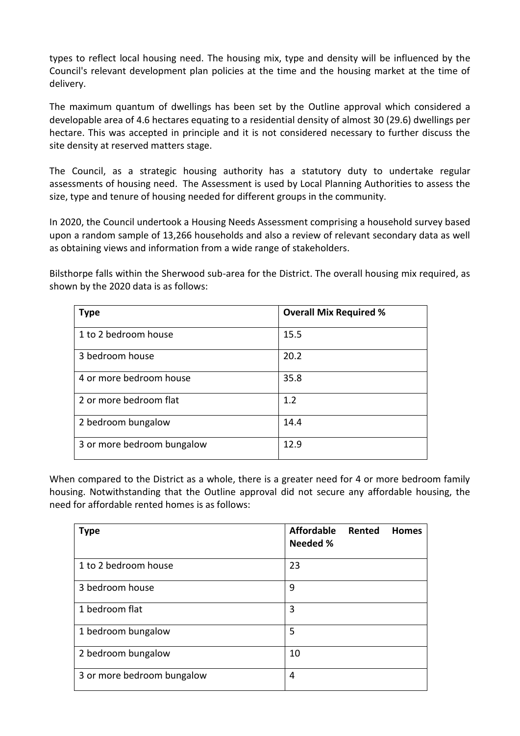types to reflect local housing need. The housing mix, type and density will be influenced by the Council's relevant development plan policies at the time and the housing market at the time of delivery.

The maximum quantum of dwellings has been set by the Outline approval which considered a developable area of 4.6 hectares equating to a residential density of almost 30 (29.6) dwellings per hectare. This was accepted in principle and it is not considered necessary to further discuss the site density at reserved matters stage.

The Council, as a strategic housing authority has a statutory duty to undertake regular assessments of housing need. The Assessment is used by Local Planning Authorities to assess the size, type and tenure of housing needed for different groups in the community.

In 2020, the Council undertook a Housing Needs Assessment comprising a household survey based upon a random sample of 13,266 households and also a review of relevant secondary data as well as obtaining views and information from a wide range of stakeholders.

Bilsthorpe falls within the Sherwood sub-area for the District. The overall housing mix required, as shown by the 2020 data is as follows:

| **Type** | **Overall Mix Required %** |
|---|---|
| 1 to 2 bedroom house | 15.5 |
| 3 bedroom house | 20.2 |
| 4 or more bedroom house | 35.8 |
| 2 or more bedroom flat | 1.2 |
| 2 bedroom bungalow | 14.4 |
| 3 or more bedroom bungalow | 12.9 |

When compared to the District as a whole, there is a greater need for 4 or more bedroom family housing. Notwithstanding that the Outline approval did not secure any affordable housing, the need for affordable rented homes is as follows:

| **Type** | **Affordable Rented Homes Needed %** |
|---|---|
| 1 to 2 bedroom house | 23 |
| 3 bedroom house | 9 |
| 1 bedroom flat | 3 |
| 1 bedroom bungalow | 5 |
| 2 bedroom bungalow | 10 |
| 3 or more bedroom bungalow | 4 |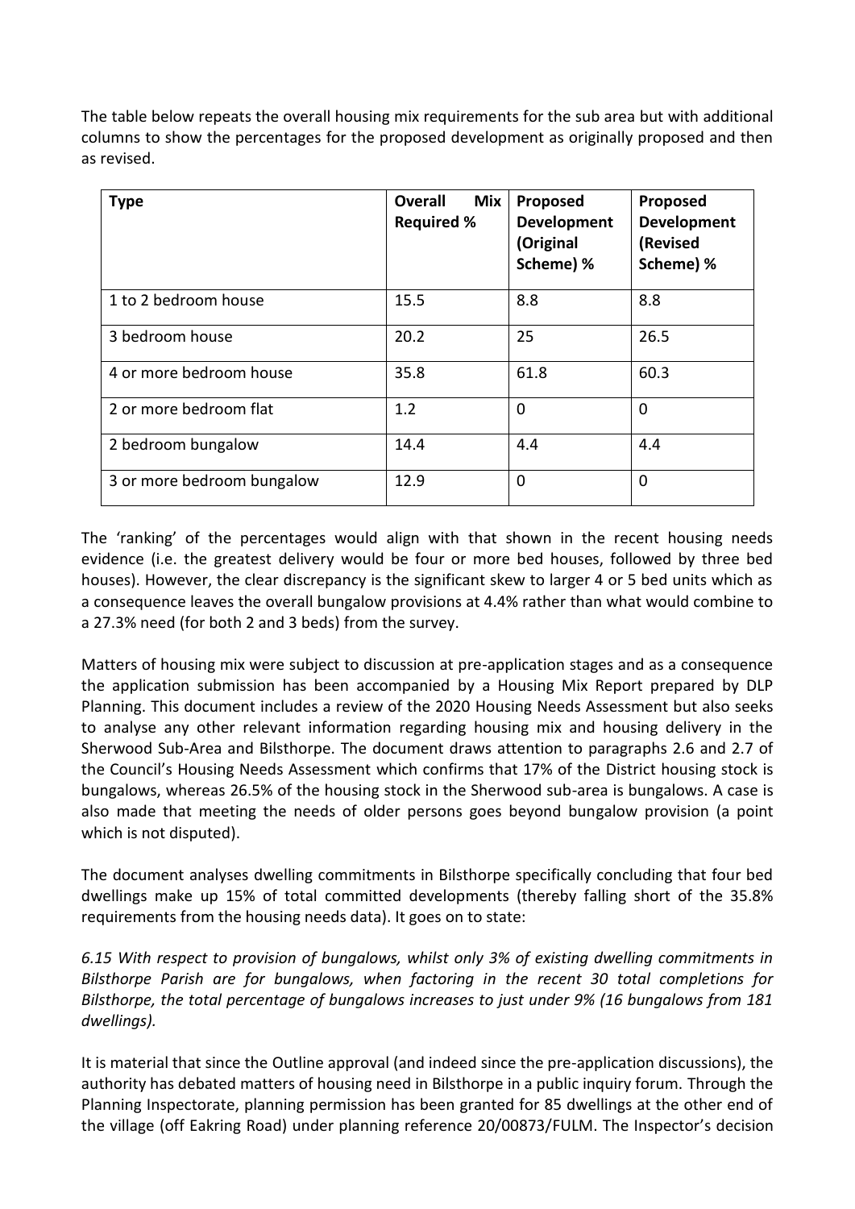The table below repeats the overall housing mix requirements for the sub area but with additional columns to show the percentages for the proposed development as originally proposed and then as revised.

| Type | Overall Mix Required % | Proposed Development (Original Scheme) % | Proposed Development (Revised Scheme) % |
|---|---|---|---|
| 1 to 2 bedroom house | 15.5 | 8.8 | 8.8 |
| 3 bedroom house | 20.2 | 25 | 26.5 |
| 4 or more bedroom house | 35.8 | 61.8 | 60.3 |
| 2 or more bedroom flat | 1.2 | 0 | 0 |
| 2 bedroom bungalow | 14.4 | 4.4 | 4.4 |
| 3 or more bedroom bungalow | 12.9 | 0 | 0 |

The 'ranking' of the percentages would align with that shown in the recent housing needs evidence (i.e. the greatest delivery would be four or more bed houses, followed by three bed houses). However, the clear discrepancy is the significant skew to larger 4 or 5 bed units which as a consequence leaves the overall bungalow provisions at 4.4% rather than what would combine to a 27.3% need (for both 2 and 3 beds) from the survey.

Matters of housing mix were subject to discussion at pre-application stages and as a consequence the application submission has been accompanied by a Housing Mix Report prepared by DLP Planning. This document includes a review of the 2020 Housing Needs Assessment but also seeks to analyse any other relevant information regarding housing mix and housing delivery in the Sherwood Sub-Area and Bilsthorpe. The document draws attention to paragraphs 2.6 and 2.7 of the Council's Housing Needs Assessment which confirms that 17% of the District housing stock is bungalows, whereas 26.5% of the housing stock in the Sherwood sub-area is bungalows. A case is also made that meeting the needs of older persons goes beyond bungalow provision (a point which is not disputed).

The document analyses dwelling commitments in Bilsthorpe specifically concluding that four bed dwellings make up 15% of total committed developments (thereby falling short of the 35.8% requirements from the housing needs data). It goes on to state:

*6.15 With respect to provision of bungalows, whilst only 3% of existing dwelling commitments in Bilsthorpe Parish are for bungalows, when factoring in the recent 30 total completions for Bilsthorpe, the total percentage of bungalows increases to just under 9% (16 bungalows from 181 dwellings).*

It is material that since the Outline approval (and indeed since the pre-application discussions), the authority has debated matters of housing need in Bilsthorpe in a public inquiry forum. Through the Planning Inspectorate, planning permission has been granted for 85 dwellings at the other end of the village (off Eakring Road) under planning reference 20/00873/FULM. The Inspector's decision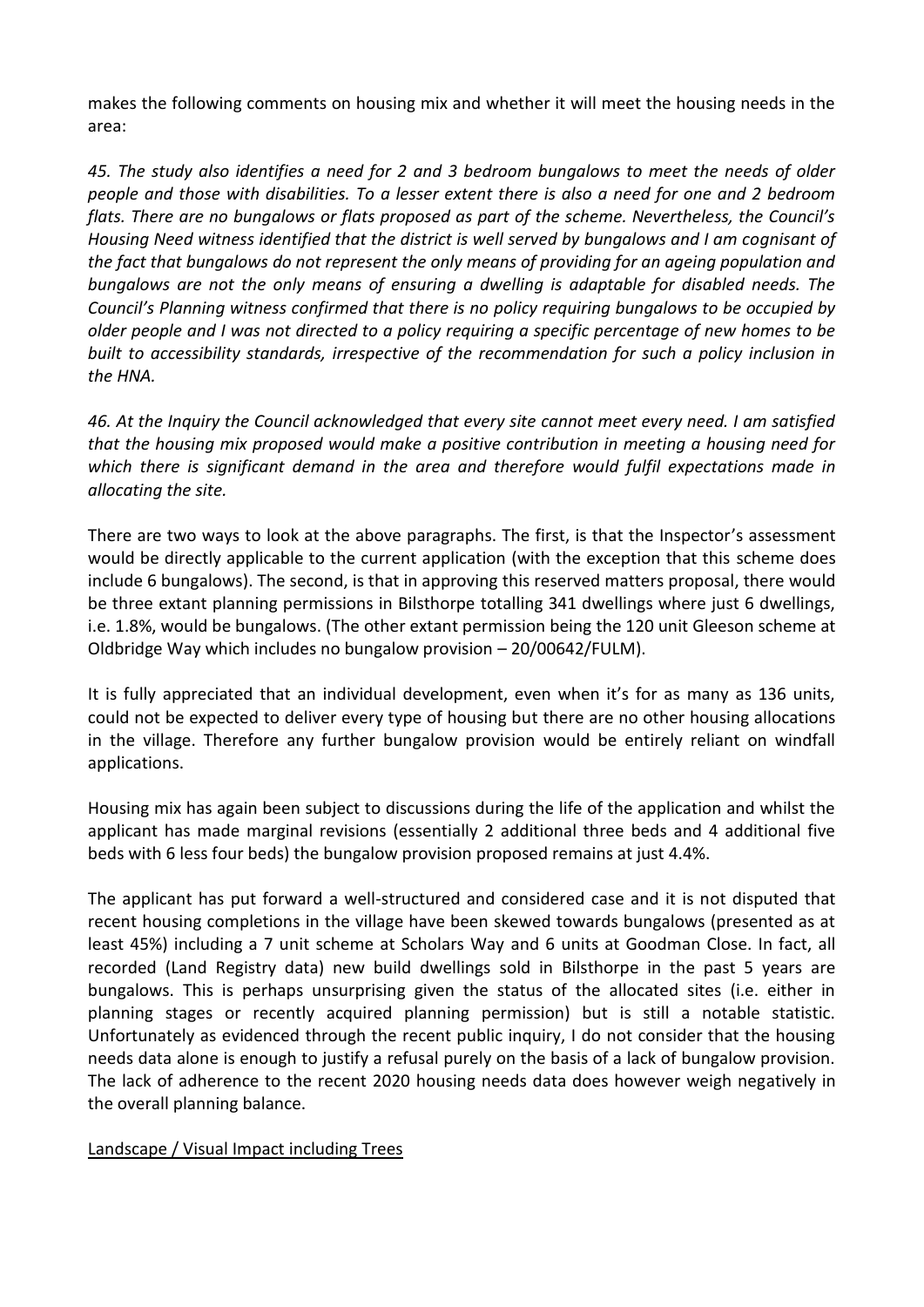makes the following comments on housing mix and whether it will meet the housing needs in the area:

*45. The study also identifies a need for 2 and 3 bedroom bungalows to meet the needs of older people and those with disabilities. To a lesser extent there is also a need for one and 2 bedroom flats. There are no bungalows or flats proposed as part of the scheme. Nevertheless, the Council's Housing Need witness identified that the district is well served by bungalows and I am cognisant of the fact that bungalows do not represent the only means of providing for an ageing population and bungalows are not the only means of ensuring a dwelling is adaptable for disabled needs. The Council's Planning witness confirmed that there is no policy requiring bungalows to be occupied by older people and I was not directed to a policy requiring a specific percentage of new homes to be built to accessibility standards, irrespective of the recommendation for such a policy inclusion in the HNA.*

*46. At the Inquiry the Council acknowledged that every site cannot meet every need. I am satisfied that the housing mix proposed would make a positive contribution in meeting a housing need for which there is significant demand in the area and therefore would fulfil expectations made in allocating the site.*

There are two ways to look at the above paragraphs. The first, is that the Inspector's assessment would be directly applicable to the current application (with the exception that this scheme does include 6 bungalows). The second, is that in approving this reserved matters proposal, there would be three extant planning permissions in Bilsthorpe totalling 341 dwellings where just 6 dwellings, i.e. 1.8%, would be bungalows. (The other extant permission being the 120 unit Gleeson scheme at Oldbridge Way which includes no bungalow provision – 20/00642/FULM).

It is fully appreciated that an individual development, even when it's for as many as 136 units, could not be expected to deliver every type of housing but there are no other housing allocations in the village. Therefore any further bungalow provision would be entirely reliant on windfall applications.

Housing mix has again been subject to discussions during the life of the application and whilst the applicant has made marginal revisions (essentially 2 additional three beds and 4 additional five beds with 6 less four beds) the bungalow provision proposed remains at just 4.4%.

The applicant has put forward a well-structured and considered case and it is not disputed that recent housing completions in the village have been skewed towards bungalows (presented as at least 45%) including a 7 unit scheme at Scholars Way and 6 units at Goodman Close. In fact, all recorded (Land Registry data) new build dwellings sold in Bilsthorpe in the past 5 years are bungalows. This is perhaps unsurprising given the status of the allocated sites (i.e. either in planning stages or recently acquired planning permission) but is still a notable statistic. Unfortunately as evidenced through the recent public inquiry, I do not consider that the housing needs data alone is enough to justify a refusal purely on the basis of a lack of bungalow provision. The lack of adherence to the recent 2020 housing needs data does however weigh negatively in the overall planning balance.

<u>Landscape / Visual Impact including Trees</u>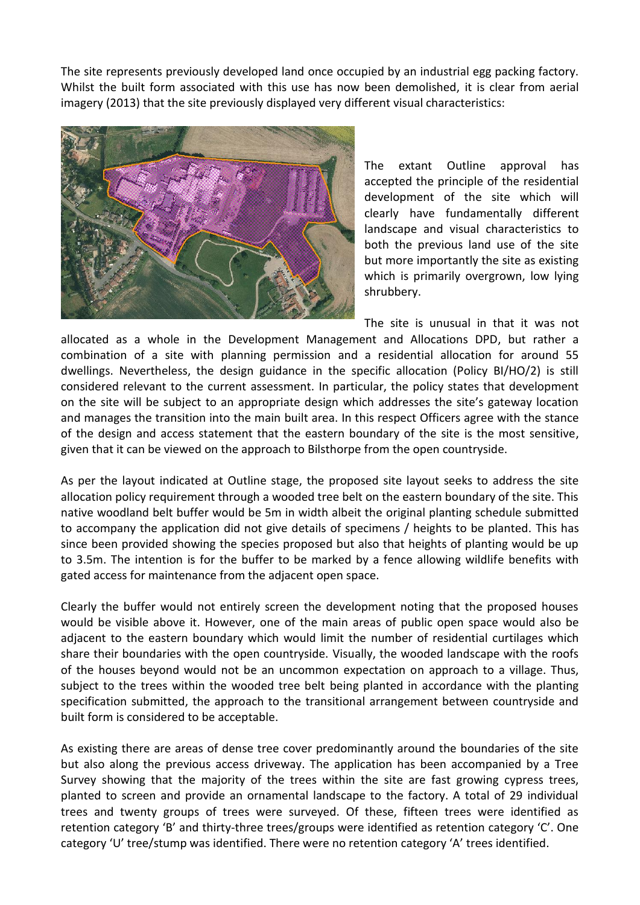The site represents previously developed land once occupied by an industrial egg packing factory. Whilst the built form associated with this use has now been demolished, it is clear from aerial imagery (2013) that the site previously displayed very different visual characteristics:

The extant Outline approval has accepted the principle of the residential development of the site which will clearly have fundamentally different landscape and visual characteristics to both the previous land use of the site but more importantly the site as existing which is primarily overgrown, low lying shrubbery.

The site is unusual in that it was not allocated as a whole in the Development Management and Allocations DPD, but rather a combination of a site with planning permission and a residential allocation for around 55 dwellings. Nevertheless, the design guidance in the specific allocation (Policy BI/HO/2) is still considered relevant to the current assessment. In particular, the policy states that development on the site will be subject to an appropriate design which addresses the site's gateway location and manages the transition into the main built area. In this respect Officers agree with the stance of the design and access statement that the eastern boundary of the site is the most sensitive, given that it can be viewed on the approach to Bilsthorpe from the open countryside.

As per the layout indicated at Outline stage, the proposed site layout seeks to address the site allocation policy requirement through a wooded tree belt on the eastern boundary of the site. This native woodland belt buffer would be 5m in width albeit the original planting schedule submitted to accompany the application did not give details of specimens / heights to be planted. This has since been provided showing the species proposed but also that heights of planting would be up to 3.5m. The intention is for the buffer to be marked by a fence allowing wildlife benefits with gated access for maintenance from the adjacent open space.

Clearly the buffer would not entirely screen the development noting that the proposed houses would be visible above it. However, one of the main areas of public open space would also be adjacent to the eastern boundary which would limit the number of residential curtilages which share their boundaries with the open countryside. Visually, the wooded landscape with the roofs of the houses beyond would not be an uncommon expectation on approach to a village. Thus, subject to the trees within the wooded tree belt being planted in accordance with the planting specification submitted, the approach to the transitional arrangement between countryside and built form is considered to be acceptable.

As existing there are areas of dense tree cover predominantly around the boundaries of the site but also along the previous access driveway. The application has been accompanied by a Tree Survey showing that the majority of the trees within the site are fast growing cypress trees, planted to screen and provide an ornamental landscape to the factory. A total of 29 individual trees and twenty groups of trees were surveyed. Of these, fifteen trees were identified as retention category 'B' and thirty-three trees/groups were identified as retention category 'C'. One category 'U' tree/stump was identified. There were no retention category 'A' trees identified.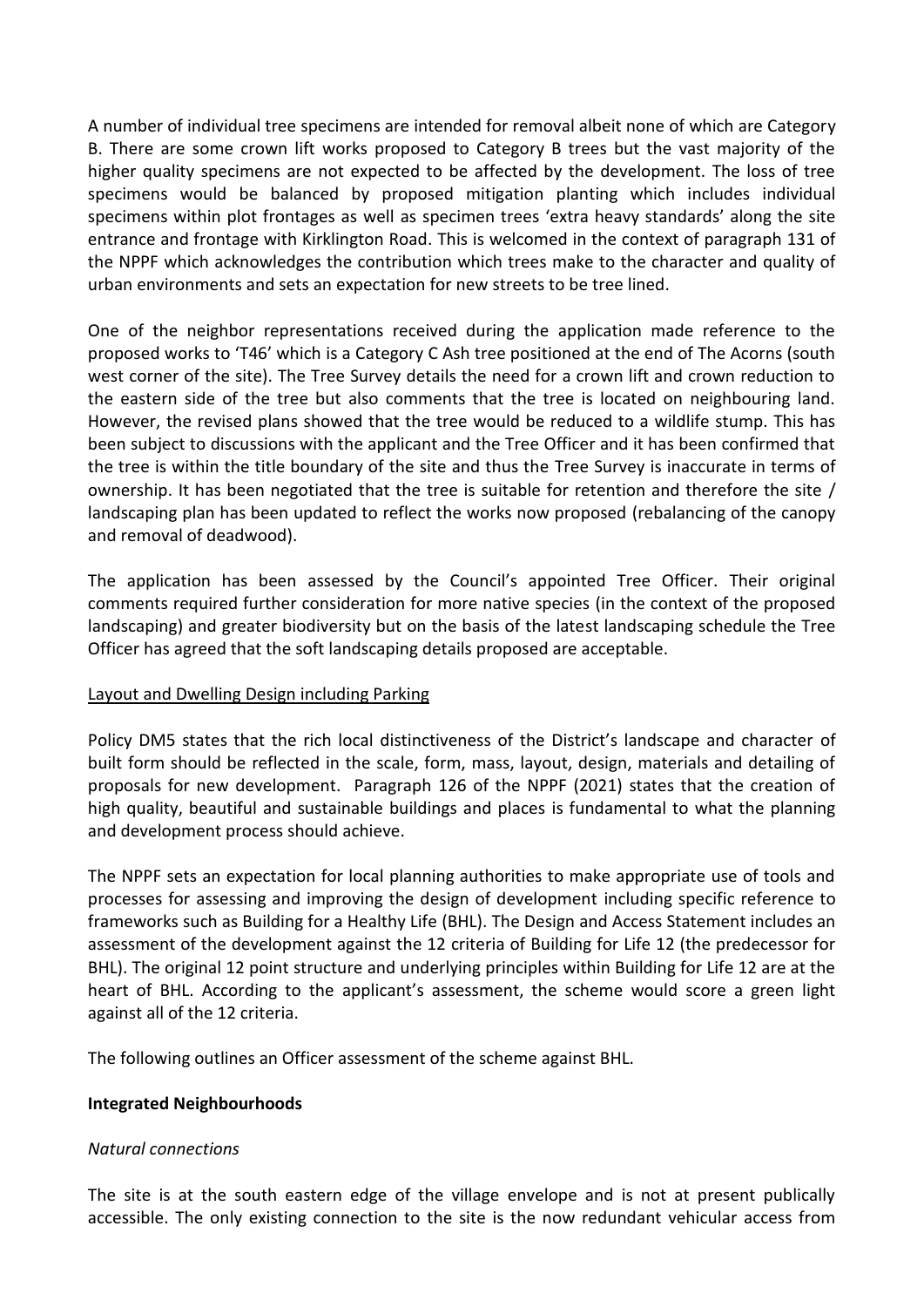A number of individual tree specimens are intended for removal albeit none of which are Category B. There are some crown lift works proposed to Category B trees but the vast majority of the higher quality specimens are not expected to be affected by the development. The loss of tree specimens would be balanced by proposed mitigation planting which includes individual specimens within plot frontages as well as specimen trees 'extra heavy standards' along the site entrance and frontage with Kirklington Road. This is welcomed in the context of paragraph 131 of the NPPF which acknowledges the contribution which trees make to the character and quality of urban environments and sets an expectation for new streets to be tree lined.

One of the neighbor representations received during the application made reference to the proposed works to 'T46' which is a Category C Ash tree positioned at the end of The Acorns (south west corner of the site). The Tree Survey details the need for a crown lift and crown reduction to the eastern side of the tree but also comments that the tree is located on neighbouring land. However, the revised plans showed that the tree would be reduced to a wildlife stump. This has been subject to discussions with the applicant and the Tree Officer and it has been confirmed that the tree is within the title boundary of the site and thus the Tree Survey is inaccurate in terms of ownership. It has been negotiated that the tree is suitable for retention and therefore the site / landscaping plan has been updated to reflect the works now proposed (rebalancing of the canopy and removal of deadwood).

The application has been assessed by the Council's appointed Tree Officer. Their original comments required further consideration for more native species (in the context of the proposed landscaping) and greater biodiversity but on the basis of the latest landscaping schedule the Tree Officer has agreed that the soft landscaping details proposed are acceptable.

Layout and Dwelling Design including Parking

Policy DM5 states that the rich local distinctiveness of the District's landscape and character of built form should be reflected in the scale, form, mass, layout, design, materials and detailing of proposals for new development. Paragraph 126 of the NPPF (2021) states that the creation of high quality, beautiful and sustainable buildings and places is fundamental to what the planning and development process should achieve.

The NPPF sets an expectation for local planning authorities to make appropriate use of tools and processes for assessing and improving the design of development including specific reference to frameworks such as Building for a Healthy Life (BHL). The Design and Access Statement includes an assessment of the development against the 12 criteria of Building for Life 12 (the predecessor for BHL). The original 12 point structure and underlying principles within Building for Life 12 are at the heart of BHL. According to the applicant's assessment, the scheme would score a green light against all of the 12 criteria.

The following outlines an Officer assessment of the scheme against BHL.

**Integrated Neighbourhoods**

*Natural connections*

The site is at the south eastern edge of the village envelope and is not at present publically accessible. The only existing connection to the site is the now redundant vehicular access from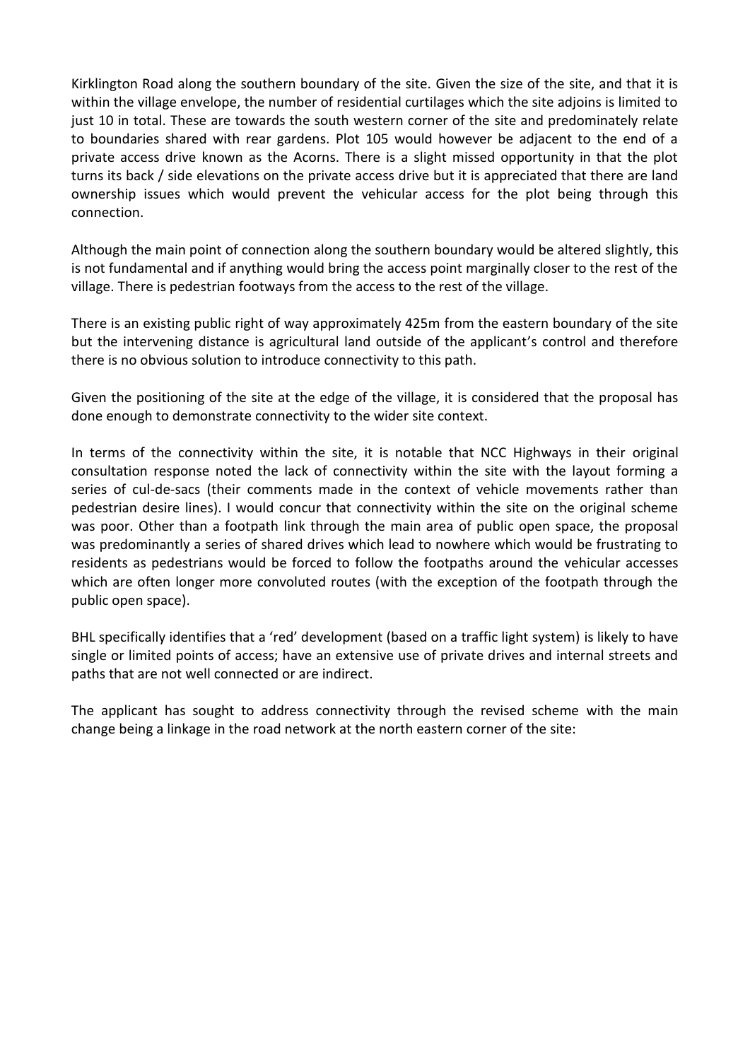Kirklington Road along the southern boundary of the site. Given the size of the site, and that it is within the village envelope, the number of residential curtilages which the site adjoins is limited to just 10 in total. These are towards the south western corner of the site and predominately relate to boundaries shared with rear gardens. Plot 105 would however be adjacent to the end of a private access drive known as the Acorns. There is a slight missed opportunity in that the plot turns its back / side elevations on the private access drive but it is appreciated that there are land ownership issues which would prevent the vehicular access for the plot being through this connection.

Although the main point of connection along the southern boundary would be altered slightly, this is not fundamental and if anything would bring the access point marginally closer to the rest of the village. There is pedestrian footways from the access to the rest of the village.

There is an existing public right of way approximately 425m from the eastern boundary of the site but the intervening distance is agricultural land outside of the applicant's control and therefore there is no obvious solution to introduce connectivity to this path.

Given the positioning of the site at the edge of the village, it is considered that the proposal has done enough to demonstrate connectivity to the wider site context.

In terms of the connectivity within the site, it is notable that NCC Highways in their original consultation response noted the lack of connectivity within the site with the layout forming a series of cul-de-sacs (their comments made in the context of vehicle movements rather than pedestrian desire lines). I would concur that connectivity within the site on the original scheme was poor. Other than a footpath link through the main area of public open space, the proposal was predominantly a series of shared drives which lead to nowhere which would be frustrating to residents as pedestrians would be forced to follow the footpaths around the vehicular accesses which are often longer more convoluted routes (with the exception of the footpath through the public open space).

BHL specifically identifies that a 'red' development (based on a traffic light system) is likely to have single or limited points of access; have an extensive use of private drives and internal streets and paths that are not well connected or are indirect.

The applicant has sought to address connectivity through the revised scheme with the main change being a linkage in the road network at the north eastern corner of the site: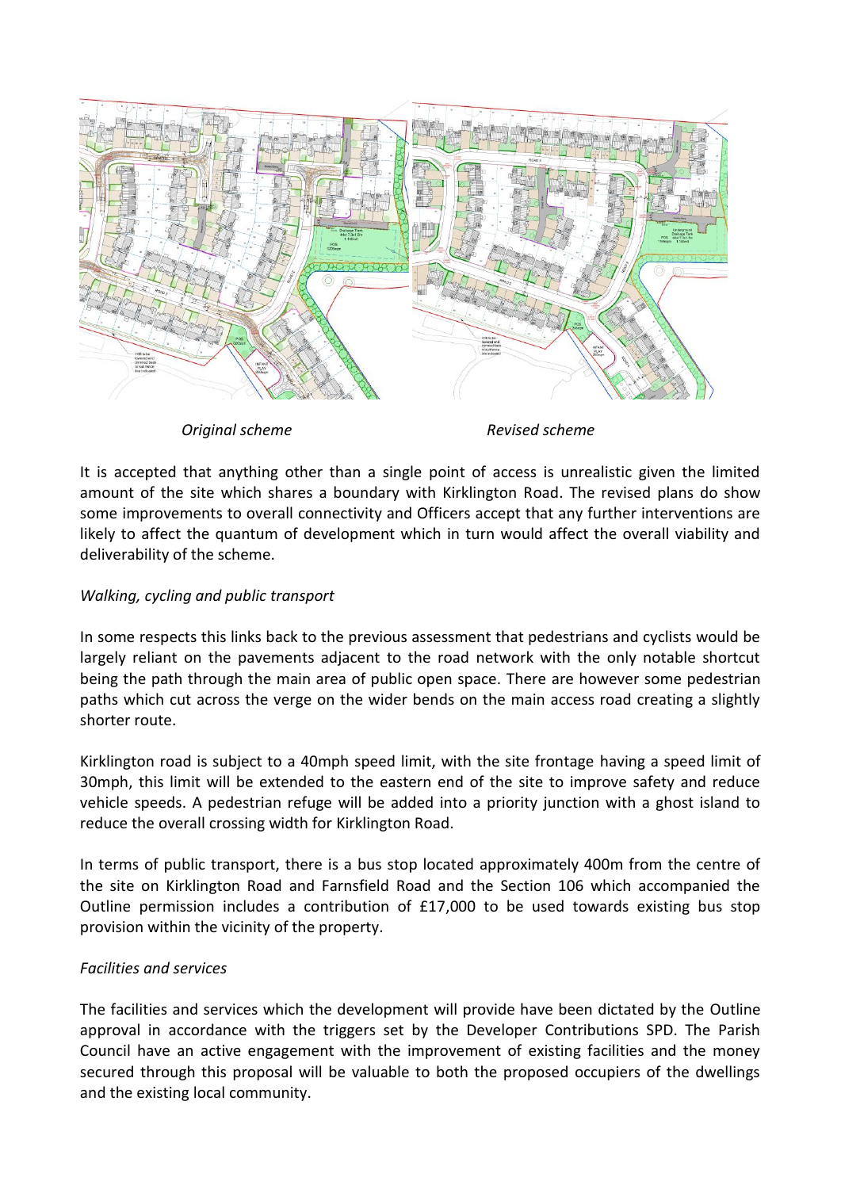*Original scheme* *Revised scheme*

It is accepted that anything other than a single point of access is unrealistic given the limited amount of the site which shares a boundary with Kirklington Road. The revised plans do show some improvements to overall connectivity and Officers accept that any further interventions are likely to affect the quantum of development which in turn would affect the overall viability and deliverability of the scheme.

*Walking, cycling and public transport*

In some respects this links back to the previous assessment that pedestrians and cyclists would be largely reliant on the pavements adjacent to the road network with the only notable shortcut being the path through the main area of public open space. There are however some pedestrian paths which cut across the verge on the wider bends on the main access road creating a slightly shorter route.

Kirklington road is subject to a 40mph speed limit, with the site frontage having a speed limit of 30mph, this limit will be extended to the eastern end of the site to improve safety and reduce vehicle speeds. A pedestrian refuge will be added into a priority junction with a ghost island to reduce the overall crossing width for Kirklington Road.

In terms of public transport, there is a bus stop located approximately 400m from the centre of the site on Kirklington Road and Farnsfield Road and the Section 106 which accompanied the Outline permission includes a contribution of £17,000 to be used towards existing bus stop provision within the vicinity of the property.

*Facilities and services*

The facilities and services which the development will provide have been dictated by the Outline approval in accordance with the triggers set by the Developer Contributions SPD. The Parish Council have an active engagement with the improvement of existing facilities and the money secured through this proposal will be valuable to both the proposed occupiers of the dwellings and the existing local community.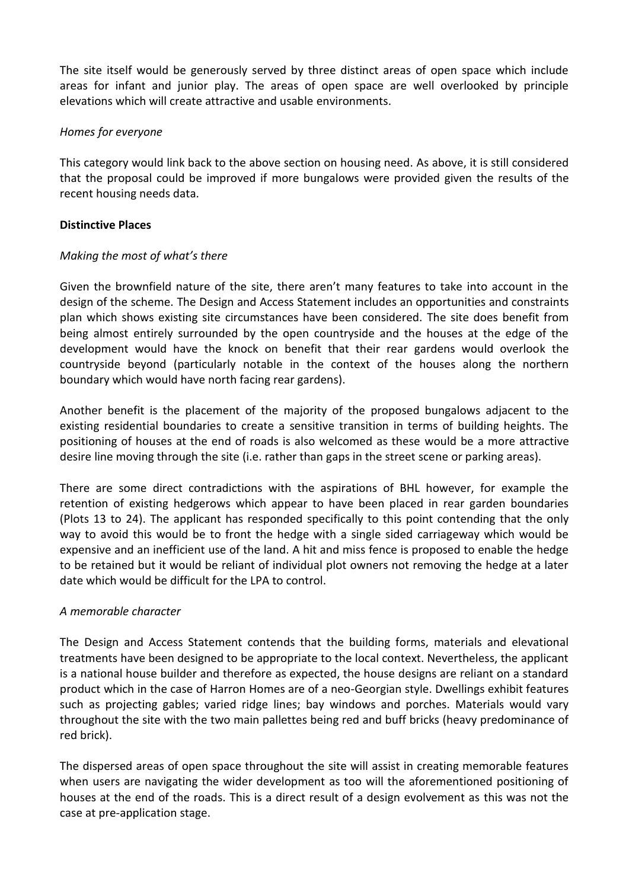The site itself would be generously served by three distinct areas of open space which include areas for infant and junior play. The areas of open space are well overlooked by principle elevations which will create attractive and usable environments.

*Homes for everyone*

This category would link back to the above section on housing need. As above, it is still considered that the proposal could be improved if more bungalows were provided given the results of the recent housing needs data.

**Distinctive Places**

*Making the most of what's there*

Given the brownfield nature of the site, there aren't many features to take into account in the design of the scheme. The Design and Access Statement includes an opportunities and constraints plan which shows existing site circumstances have been considered. The site does benefit from being almost entirely surrounded by the open countryside and the houses at the edge of the development would have the knock on benefit that their rear gardens would overlook the countryside beyond (particularly notable in the context of the houses along the northern boundary which would have north facing rear gardens).

Another benefit is the placement of the majority of the proposed bungalows adjacent to the existing residential boundaries to create a sensitive transition in terms of building heights. The positioning of houses at the end of roads is also welcomed as these would be a more attractive desire line moving through the site (i.e. rather than gaps in the street scene or parking areas).

There are some direct contradictions with the aspirations of BHL however, for example the retention of existing hedgerows which appear to have been placed in rear garden boundaries (Plots 13 to 24). The applicant has responded specifically to this point contending that the only way to avoid this would be to front the hedge with a single sided carriageway which would be expensive and an inefficient use of the land. A hit and miss fence is proposed to enable the hedge to be retained but it would be reliant of individual plot owners not removing the hedge at a later date which would be difficult for the LPA to control.

*A memorable character*

The Design and Access Statement contends that the building forms, materials and elevational treatments have been designed to be appropriate to the local context. Nevertheless, the applicant is a national house builder and therefore as expected, the house designs are reliant on a standard product which in the case of Harron Homes are of a neo-Georgian style. Dwellings exhibit features such as projecting gables; varied ridge lines; bay windows and porches. Materials would vary throughout the site with the two main pallettes being red and buff bricks (heavy predominance of red brick).

The dispersed areas of open space throughout the site will assist in creating memorable features when users are navigating the wider development as too will the aforementioned positioning of houses at the end of the roads. This is a direct result of a design evolvement as this was not the case at pre-application stage.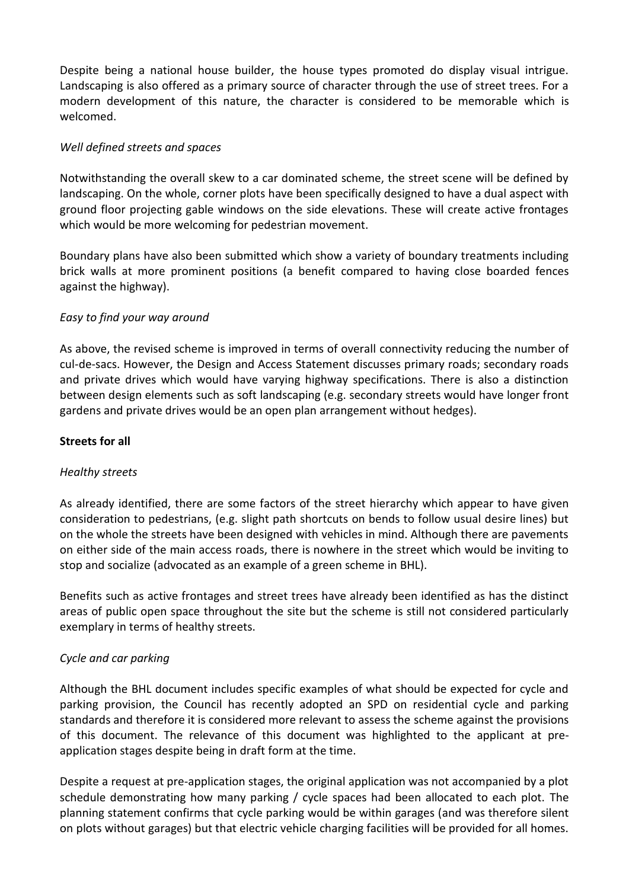Despite being a national house builder, the house types promoted do display visual intrigue. Landscaping is also offered as a primary source of character through the use of street trees. For a modern development of this nature, the character is considered to be memorable which is welcomed.

*Well defined streets and spaces*

Notwithstanding the overall skew to a car dominated scheme, the street scene will be defined by landscaping. On the whole, corner plots have been specifically designed to have a dual aspect with ground floor projecting gable windows on the side elevations. These will create active frontages which would be more welcoming for pedestrian movement.

Boundary plans have also been submitted which show a variety of boundary treatments including brick walls at more prominent positions (a benefit compared to having close boarded fences against the highway).

*Easy to find your way around*

As above, the revised scheme is improved in terms of overall connectivity reducing the number of cul-de-sacs. However, the Design and Access Statement discusses primary roads; secondary roads and private drives which would have varying highway specifications. There is also a distinction between design elements such as soft landscaping (e.g. secondary streets would have longer front gardens and private drives would be an open plan arrangement without hedges).

**Streets for all**

*Healthy streets*

As already identified, there are some factors of the street hierarchy which appear to have given consideration to pedestrians, (e.g. slight path shortcuts on bends to follow usual desire lines) but on the whole the streets have been designed with vehicles in mind. Although there are pavements on either side of the main access roads, there is nowhere in the street which would be inviting to stop and socialize (advocated as an example of a green scheme in BHL).

Benefits such as active frontages and street trees have already been identified as has the distinct areas of public open space throughout the site but the scheme is still not considered particularly exemplary in terms of healthy streets.

*Cycle and car parking*

Although the BHL document includes specific examples of what should be expected for cycle and parking provision, the Council has recently adopted an SPD on residential cycle and parking standards and therefore it is considered more relevant to assess the scheme against the provisions of this document. The relevance of this document was highlighted to the applicant at pre-application stages despite being in draft form at the time.

Despite a request at pre-application stages, the original application was not accompanied by a plot schedule demonstrating how many parking / cycle spaces had been allocated to each plot. The planning statement confirms that cycle parking would be within garages (and was therefore silent on plots without garages) but that electric vehicle charging facilities will be provided for all homes.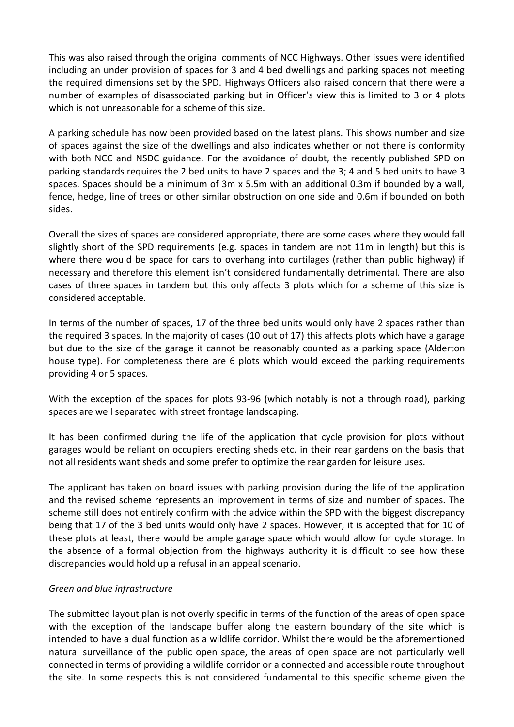This was also raised through the original comments of NCC Highways. Other issues were identified including an under provision of spaces for 3 and 4 bed dwellings and parking spaces not meeting the required dimensions set by the SPD. Highways Officers also raised concern that there were a number of examples of disassociated parking but in Officer's view this is limited to 3 or 4 plots which is not unreasonable for a scheme of this size.

A parking schedule has now been provided based on the latest plans. This shows number and size of spaces against the size of the dwellings and also indicates whether or not there is conformity with both NCC and NSDC guidance. For the avoidance of doubt, the recently published SPD on parking standards requires the 2 bed units to have 2 spaces and the 3; 4 and 5 bed units to have 3 spaces. Spaces should be a minimum of 3m x 5.5m with an additional 0.3m if bounded by a wall, fence, hedge, line of trees or other similar obstruction on one side and 0.6m if bounded on both sides.

Overall the sizes of spaces are considered appropriate, there are some cases where they would fall slightly short of the SPD requirements (e.g. spaces in tandem are not 11m in length) but this is where there would be space for cars to overhang into curtilages (rather than public highway) if necessary and therefore this element isn't considered fundamentally detrimental. There are also cases of three spaces in tandem but this only affects 3 plots which for a scheme of this size is considered acceptable.

In terms of the number of spaces, 17 of the three bed units would only have 2 spaces rather than the required 3 spaces. In the majority of cases (10 out of 17) this affects plots which have a garage but due to the size of the garage it cannot be reasonably counted as a parking space (Alderton house type). For completeness there are 6 plots which would exceed the parking requirements providing 4 or 5 spaces.

With the exception of the spaces for plots 93-96 (which notably is not a through road), parking spaces are well separated with street frontage landscaping.

It has been confirmed during the life of the application that cycle provision for plots without garages would be reliant on occupiers erecting sheds etc. in their rear gardens on the basis that not all residents want sheds and some prefer to optimize the rear garden for leisure uses.

The applicant has taken on board issues with parking provision during the life of the application and the revised scheme represents an improvement in terms of size and number of spaces. The scheme still does not entirely confirm with the advice within the SPD with the biggest discrepancy being that 17 of the 3 bed units would only have 2 spaces. However, it is accepted that for 10 of these plots at least, there would be ample garage space which would allow for cycle storage. In the absence of a formal objection from the highways authority it is difficult to see how these discrepancies would hold up a refusal in an appeal scenario.

*Green and blue infrastructure*

The submitted layout plan is not overly specific in terms of the function of the areas of open space with the exception of the landscape buffer along the eastern boundary of the site which is intended to have a dual function as a wildlife corridor. Whilst there would be the aforementioned natural surveillance of the public open space, the areas of open space are not particularly well connected in terms of providing a wildlife corridor or a connected and accessible route throughout the site. In some respects this is not considered fundamental to this specific scheme given the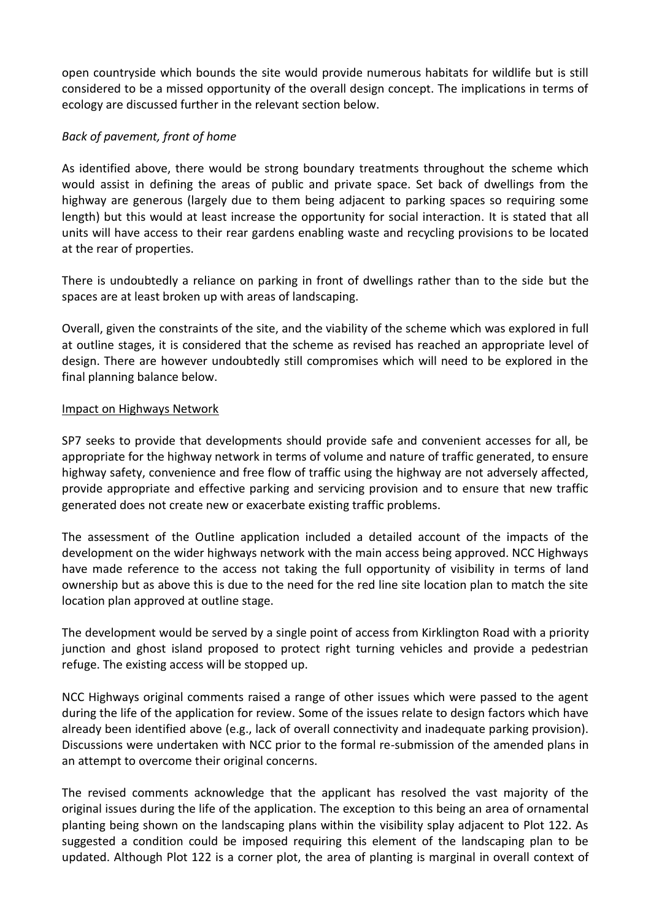open countryside which bounds the site would provide numerous habitats for wildlife but is still considered to be a missed opportunity of the overall design concept. The implications in terms of ecology are discussed further in the relevant section below.

*Back of pavement, front of home*

As identified above, there would be strong boundary treatments throughout the scheme which would assist in defining the areas of public and private space. Set back of dwellings from the highway are generous (largely due to them being adjacent to parking spaces so requiring some length) but this would at least increase the opportunity for social interaction. It is stated that all units will have access to their rear gardens enabling waste and recycling provisions to be located at the rear of properties.

There is undoubtedly a reliance on parking in front of dwellings rather than to the side but the spaces are at least broken up with areas of landscaping.

Overall, given the constraints of the site, and the viability of the scheme which was explored in full at outline stages, it is considered that the scheme as revised has reached an appropriate level of design. There are however undoubtedly still compromises which will need to be explored in the final planning balance below.

Impact on Highways Network

SP7 seeks to provide that developments should provide safe and convenient accesses for all, be appropriate for the highway network in terms of volume and nature of traffic generated, to ensure highway safety, convenience and free flow of traffic using the highway are not adversely affected, provide appropriate and effective parking and servicing provision and to ensure that new traffic generated does not create new or exacerbate existing traffic problems.

The assessment of the Outline application included a detailed account of the impacts of the development on the wider highways network with the main access being approved. NCC Highways have made reference to the access not taking the full opportunity of visibility in terms of land ownership but as above this is due to the need for the red line site location plan to match the site location plan approved at outline stage.

The development would be served by a single point of access from Kirklington Road with a priority junction and ghost island proposed to protect right turning vehicles and provide a pedestrian refuge. The existing access will be stopped up.

NCC Highways original comments raised a range of other issues which were passed to the agent during the life of the application for review. Some of the issues relate to design factors which have already been identified above (e.g., lack of overall connectivity and inadequate parking provision). Discussions were undertaken with NCC prior to the formal re-submission of the amended plans in an attempt to overcome their original concerns.

The revised comments acknowledge that the applicant has resolved the vast majority of the original issues during the life of the application. The exception to this being an area of ornamental planting being shown on the landscaping plans within the visibility splay adjacent to Plot 122. As suggested a condition could be imposed requiring this element of the landscaping plan to be updated. Although Plot 122 is a corner plot, the area of planting is marginal in overall context of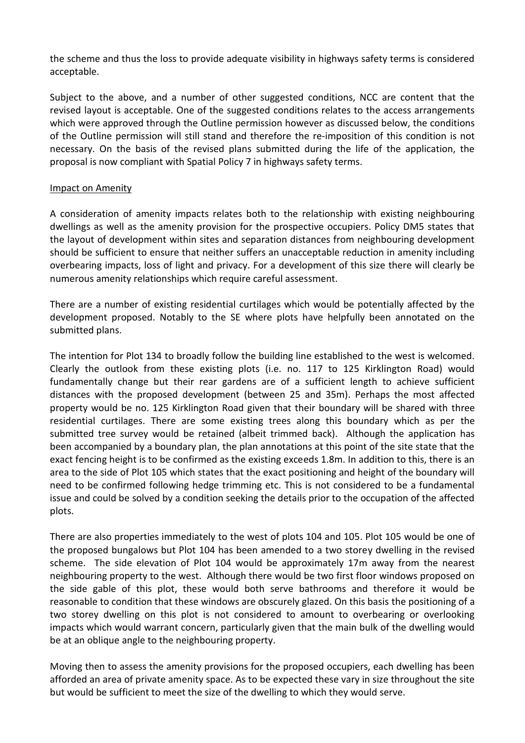the scheme and thus the loss to provide adequate visibility in highways safety terms is considered acceptable.

Subject to the above, and a number of other suggested conditions, NCC are content that the revised layout is acceptable. One of the suggested conditions relates to the access arrangements which were approved through the Outline permission however as discussed below, the conditions of the Outline permission will still stand and therefore the re-imposition of this condition is not necessary. On the basis of the revised plans submitted during the life of the application, the proposal is now compliant with Spatial Policy 7 in highways safety terms.

Impact on Amenity

A consideration of amenity impacts relates both to the relationship with existing neighbouring dwellings as well as the amenity provision for the prospective occupiers. Policy DM5 states that the layout of development within sites and separation distances from neighbouring development should be sufficient to ensure that neither suffers an unacceptable reduction in amenity including overbearing impacts, loss of light and privacy. For a development of this size there will clearly be numerous amenity relationships which require careful assessment.

There are a number of existing residential curtilages which would be potentially affected by the development proposed. Notably to the SE where plots have helpfully been annotated on the submitted plans.

The intention for Plot 134 to broadly follow the building line established to the west is welcomed. Clearly the outlook from these existing plots (i.e. no. 117 to 125 Kirklington Road) would fundamentally change but their rear gardens are of a sufficient length to achieve sufficient distances with the proposed development (between 25 and 35m). Perhaps the most affected property would be no. 125 Kirklington Road given that their boundary will be shared with three residential curtilages. There are some existing trees along this boundary which as per the submitted tree survey would be retained (albeit trimmed back). Although the application has been accompanied by a boundary plan, the plan annotations at this point of the site state that the exact fencing height is to be confirmed as the existing exceeds 1.8m. In addition to this, there is an area to the side of Plot 105 which states that the exact positioning and height of the boundary will need to be confirmed following hedge trimming etc. This is not considered to be a fundamental issue and could be solved by a condition seeking the details prior to the occupation of the affected plots.

There are also properties immediately to the west of plots 104 and 105. Plot 105 would be one of the proposed bungalows but Plot 104 has been amended to a two storey dwelling in the revised scheme. The side elevation of Plot 104 would be approximately 17m away from the nearest neighbouring property to the west. Although there would be two first floor windows proposed on the side gable of this plot, these would both serve bathrooms and therefore it would be reasonable to condition that these windows are obscurely glazed. On this basis the positioning of a two storey dwelling on this plot is not considered to amount to overbearing or overlooking impacts which would warrant concern, particularly given that the main bulk of the dwelling would be at an oblique angle to the neighbouring property.

Moving then to assess the amenity provisions for the proposed occupiers, each dwelling has been afforded an area of private amenity space. As to be expected these vary in size throughout the site but would be sufficient to meet the size of the dwelling to which they would serve.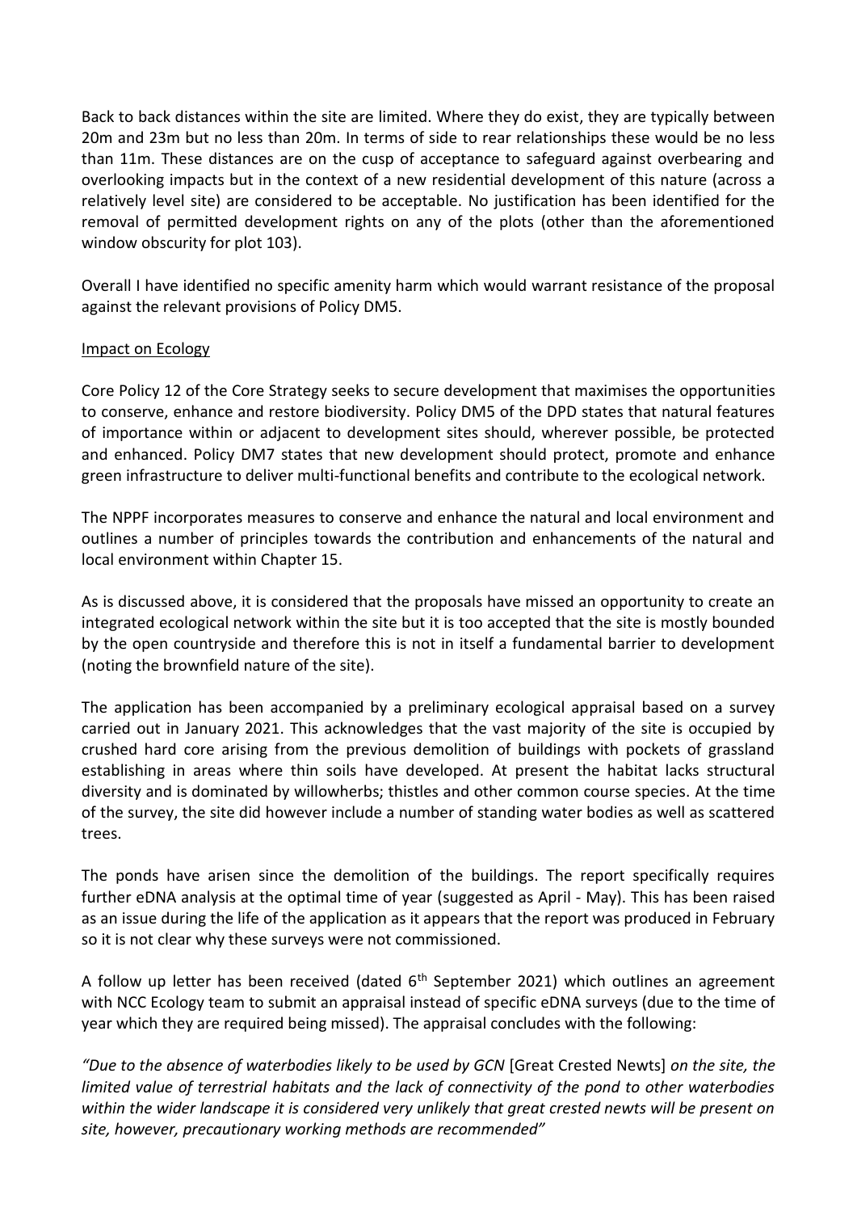Back to back distances within the site are limited. Where they do exist, they are typically between 20m and 23m but no less than 20m. In terms of side to rear relationships these would be no less than 11m. These distances are on the cusp of acceptance to safeguard against overbearing and overlooking impacts but in the context of a new residential development of this nature (across a relatively level site) are considered to be acceptable. No justification has been identified for the removal of permitted development rights on any of the plots (other than the aforementioned window obscurity for plot 103).

Overall I have identified no specific amenity harm which would warrant resistance of the proposal against the relevant provisions of Policy DM5.

Impact on Ecology

Core Policy 12 of the Core Strategy seeks to secure development that maximises the opportunities to conserve, enhance and restore biodiversity. Policy DM5 of the DPD states that natural features of importance within or adjacent to development sites should, wherever possible, be protected and enhanced. Policy DM7 states that new development should protect, promote and enhance green infrastructure to deliver multi-functional benefits and contribute to the ecological network.

The NPPF incorporates measures to conserve and enhance the natural and local environment and outlines a number of principles towards the contribution and enhancements of the natural and local environment within Chapter 15.

As is discussed above, it is considered that the proposals have missed an opportunity to create an integrated ecological network within the site but it is too accepted that the site is mostly bounded by the open countryside and therefore this is not in itself a fundamental barrier to development (noting the brownfield nature of the site).

The application has been accompanied by a preliminary ecological appraisal based on a survey carried out in January 2021. This acknowledges that the vast majority of the site is occupied by crushed hard core arising from the previous demolition of buildings with pockets of grassland establishing in areas where thin soils have developed. At present the habitat lacks structural diversity and is dominated by willowherbs; thistles and other common course species. At the time of the survey, the site did however include a number of standing water bodies as well as scattered trees.

The ponds have arisen since the demolition of the buildings. The report specifically requires further eDNA analysis at the optimal time of year (suggested as April - May). This has been raised as an issue during the life of the application as it appears that the report was produced in February so it is not clear why these surveys were not commissioned.

A follow up letter has been received (dated 6th September 2021) which outlines an agreement with NCC Ecology team to submit an appraisal instead of specific eDNA surveys (due to the time of year which they are required being missed). The appraisal concludes with the following:

*"Due to the absence of waterbodies likely to be used by GCN* [Great Crested Newts] *on the site, the limited value of terrestrial habitats and the lack of connectivity of the pond to other waterbodies within the wider landscape it is considered very unlikely that great crested newts will be present on site, however, precautionary working methods are recommended"*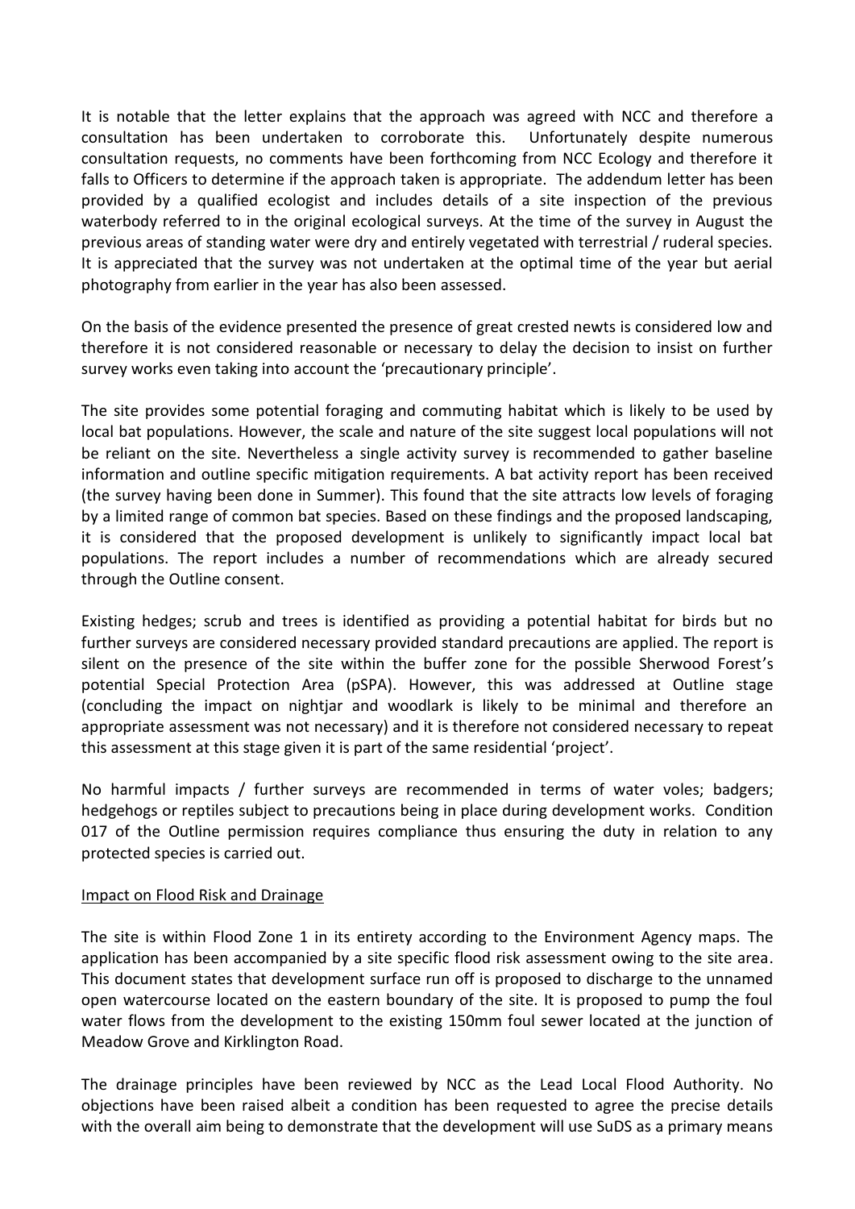It is notable that the letter explains that the approach was agreed with NCC and therefore a consultation has been undertaken to corroborate this. Unfortunately despite numerous consultation requests, no comments have been forthcoming from NCC Ecology and therefore it falls to Officers to determine if the approach taken is appropriate. The addendum letter has been provided by a qualified ecologist and includes details of a site inspection of the previous waterbody referred to in the original ecological surveys. At the time of the survey in August the previous areas of standing water were dry and entirely vegetated with terrestrial / ruderal species. It is appreciated that the survey was not undertaken at the optimal time of the year but aerial photography from earlier in the year has also been assessed.

On the basis of the evidence presented the presence of great crested newts is considered low and therefore it is not considered reasonable or necessary to delay the decision to insist on further survey works even taking into account the 'precautionary principle'.

The site provides some potential foraging and commuting habitat which is likely to be used by local bat populations. However, the scale and nature of the site suggest local populations will not be reliant on the site. Nevertheless a single activity survey is recommended to gather baseline information and outline specific mitigation requirements. A bat activity report has been received (the survey having been done in Summer). This found that the site attracts low levels of foraging by a limited range of common bat species. Based on these findings and the proposed landscaping, it is considered that the proposed development is unlikely to significantly impact local bat populations. The report includes a number of recommendations which are already secured through the Outline consent.

Existing hedges; scrub and trees is identified as providing a potential habitat for birds but no further surveys are considered necessary provided standard precautions are applied. The report is silent on the presence of the site within the buffer zone for the possible Sherwood Forest's potential Special Protection Area (pSPA). However, this was addressed at Outline stage (concluding the impact on nightjar and woodlark is likely to be minimal and therefore an appropriate assessment was not necessary) and it is therefore not considered necessary to repeat this assessment at this stage given it is part of the same residential 'project'.

No harmful impacts / further surveys are recommended in terms of water voles; badgers; hedgehogs or reptiles subject to precautions being in place during development works. Condition 017 of the Outline permission requires compliance thus ensuring the duty in relation to any protected species is carried out.

Impact on Flood Risk and Drainage

The site is within Flood Zone 1 in its entirety according to the Environment Agency maps. The application has been accompanied by a site specific flood risk assessment owing to the site area. This document states that development surface run off is proposed to discharge to the unnamed open watercourse located on the eastern boundary of the site. It is proposed to pump the foul water flows from the development to the existing 150mm foul sewer located at the junction of Meadow Grove and Kirklington Road.

The drainage principles have been reviewed by NCC as the Lead Local Flood Authority. No objections have been raised albeit a condition has been requested to agree the precise details with the overall aim being to demonstrate that the development will use SuDS as a primary means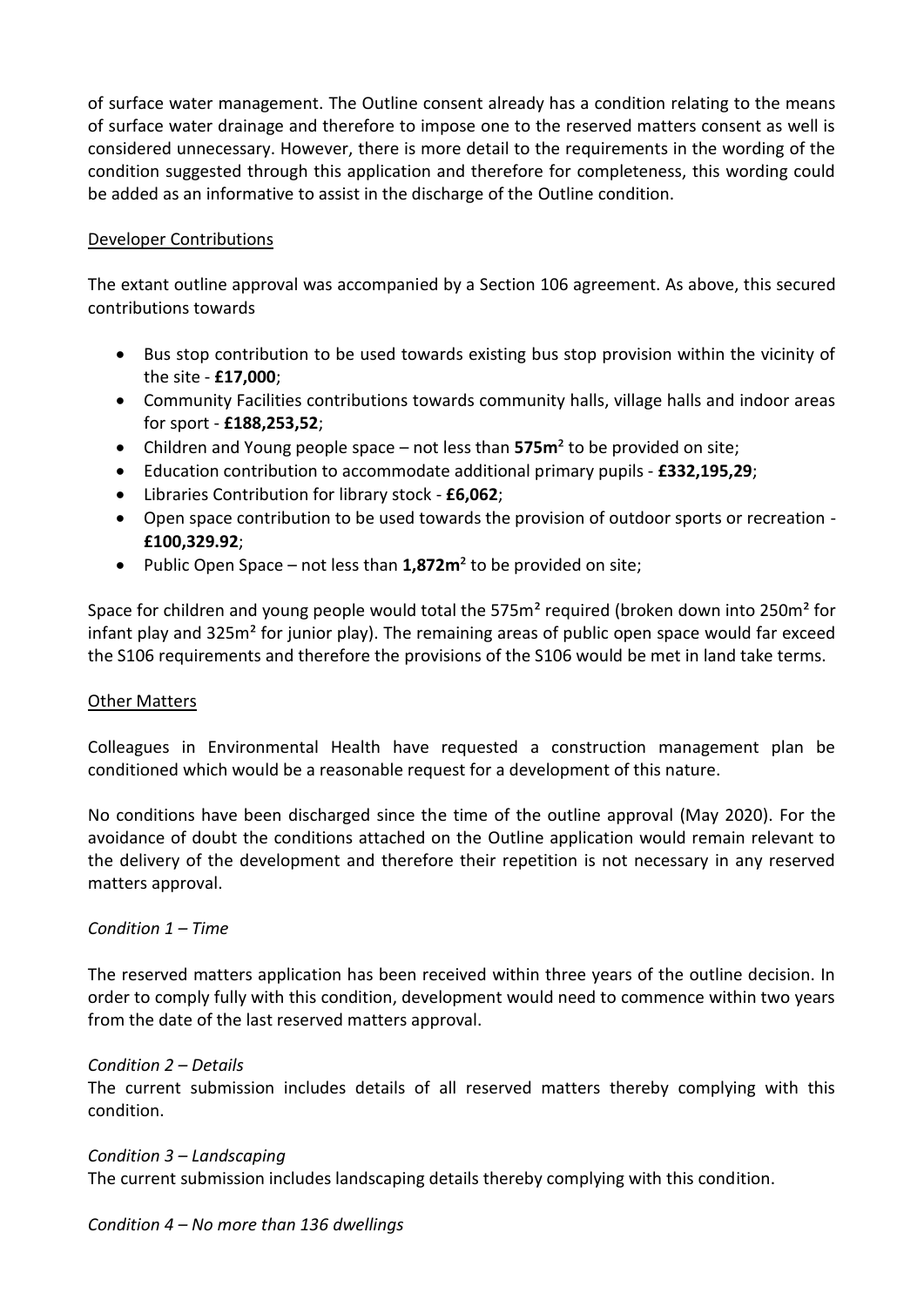of surface water management. The Outline consent already has a condition relating to the means of surface water drainage and therefore to impose one to the reserved matters consent as well is considered unnecessary. However, there is more detail to the requirements in the wording of the condition suggested through this application and therefore for completeness, this wording could be added as an informative to assist in the discharge of the Outline condition.

Developer Contributions

The extant outline approval was accompanied by a Section 106 agreement. As above, this secured contributions towards

- Bus stop contribution to be used towards existing bus stop provision within the vicinity of the site - **£17,000**;
- Community Facilities contributions towards community halls, village halls and indoor areas for sport - **£188,253,52**;
- Children and Young people space – not less than **575m²** to be provided on site;
- Education contribution to accommodate additional primary pupils - **£332,195,29**;
- Libraries Contribution for library stock - **£6,062**;
- Open space contribution to be used towards the provision of outdoor sports or recreation - **£100,329.92**;
- Public Open Space – not less than **1,872m²** to be provided on site;

Space for children and young people would total the 575m² required (broken down into 250m² for infant play and 325m² for junior play). The remaining areas of public open space would far exceed the S106 requirements and therefore the provisions of the S106 would be met in land take terms.

Other Matters

Colleagues in Environmental Health have requested a construction management plan be conditioned which would be a reasonable request for a development of this nature.

No conditions have been discharged since the time of the outline approval (May 2020). For the avoidance of doubt the conditions attached on the Outline application would remain relevant to the delivery of the development and therefore their repetition is not necessary in any reserved matters approval.

*Condition 1 – Time*

The reserved matters application has been received within three years of the outline decision. In order to comply fully with this condition, development would need to commence within two years from the date of the last reserved matters approval.

*Condition 2 – Details*

The current submission includes details of all reserved matters thereby complying with this condition.

*Condition 3 – Landscaping*

The current submission includes landscaping details thereby complying with this condition.

*Condition 4 – No more than 136 dwellings*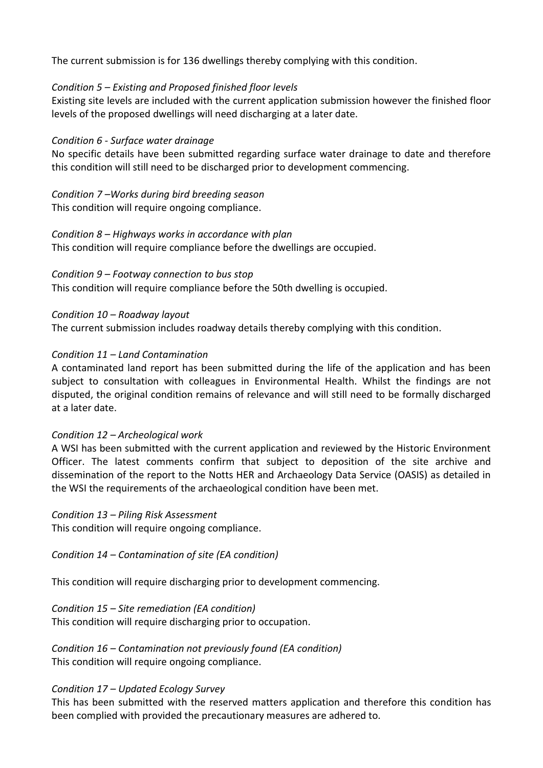The current submission is for 136 dwellings thereby complying with this condition.

*Condition 5 – Existing and Proposed finished floor levels*
Existing site levels are included with the current application submission however the finished floor levels of the proposed dwellings will need discharging at a later date.

*Condition 6 - Surface water drainage*
No specific details have been submitted regarding surface water drainage to date and therefore this condition will still need to be discharged prior to development commencing.

*Condition 7 –Works during bird breeding season*
This condition will require ongoing compliance.

*Condition 8 – Highways works in accordance with plan*
This condition will require compliance before the dwellings are occupied.

*Condition 9 – Footway connection to bus stop*
This condition will require compliance before the 50th dwelling is occupied.

*Condition 10 – Roadway layout*
The current submission includes roadway details thereby complying with this condition.

*Condition 11 – Land Contamination*
A contaminated land report has been submitted during the life of the application and has been subject to consultation with colleagues in Environmental Health. Whilst the findings are not disputed, the original condition remains of relevance and will still need to be formally discharged at a later date.

*Condition 12 – Archeological work*
A WSI has been submitted with the current application and reviewed by the Historic Environment Officer. The latest comments confirm that subject to deposition of the site archive and dissemination of the report to the Notts HER and Archaeology Data Service (OASIS) as detailed in the WSI the requirements of the archaeological condition have been met.

*Condition 13 – Piling Risk Assessment*
This condition will require ongoing compliance.

*Condition 14 – Contamination of site (EA condition)*

This condition will require discharging prior to development commencing.

*Condition 15 – Site remediation (EA condition)*
This condition will require discharging prior to occupation.

*Condition 16 – Contamination not previously found (EA condition)*
This condition will require ongoing compliance.

*Condition 17 – Updated Ecology Survey*
This has been submitted with the reserved matters application and therefore this condition has been complied with provided the precautionary measures are adhered to.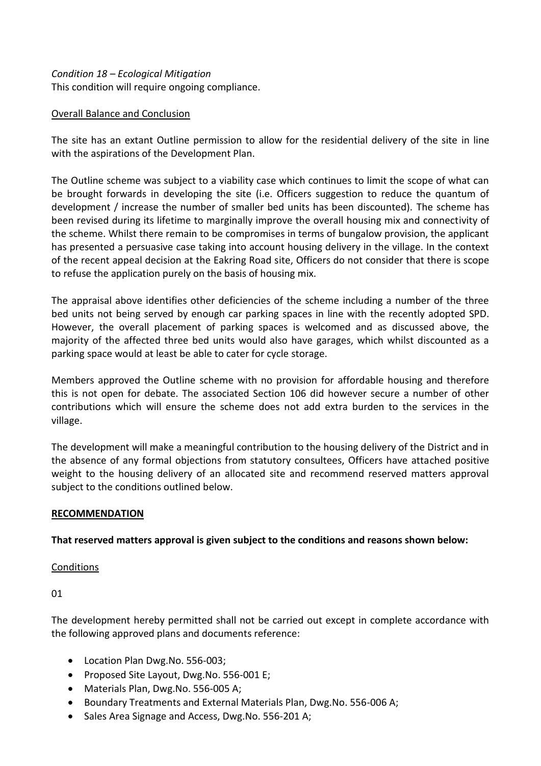*Condition 18 – Ecological Mitigation*
This condition will require ongoing compliance.

<u>Overall Balance and Conclusion</u>

The site has an extant Outline permission to allow for the residential delivery of the site in line with the aspirations of the Development Plan.

The Outline scheme was subject to a viability case which continues to limit the scope of what can be brought forwards in developing the site (i.e. Officers suggestion to reduce the quantum of development / increase the number of smaller bed units has been discounted). The scheme has been revised during its lifetime to marginally improve the overall housing mix and connectivity of the scheme. Whilst there remain to be compromises in terms of bungalow provision, the applicant has presented a persuasive case taking into account housing delivery in the village. In the context of the recent appeal decision at the Eakring Road site, Officers do not consider that there is scope to refuse the application purely on the basis of housing mix.

The appraisal above identifies other deficiencies of the scheme including a number of the three bed units not being served by enough car parking spaces in line with the recently adopted SPD. However, the overall placement of parking spaces is welcomed and as discussed above, the majority of the affected three bed units would also have garages, which whilst discounted as a parking space would at least be able to cater for cycle storage.

Members approved the Outline scheme with no provision for affordable housing and therefore this is not open for debate. The associated Section 106 did however secure a number of other contributions which will ensure the scheme does not add extra burden to the services in the village.

The development will make a meaningful contribution to the housing delivery of the District and in the absence of any formal objections from statutory consultees, Officers have attached positive weight to the housing delivery of an allocated site and recommend reserved matters approval subject to the conditions outlined below.

**<u>RECOMMENDATION</u>**

**That reserved matters approval is given subject to the conditions and reasons shown below:**

<u>Conditions</u>

01

The development hereby permitted shall not be carried out except in complete accordance with the following approved plans and documents reference:

- Location Plan Dwg.No. 556-003;
- Proposed Site Layout, Dwg.No. 556-001 E;
- Materials Plan, Dwg.No. 556-005 A;
- Boundary Treatments and External Materials Plan, Dwg.No. 556-006 A;
- Sales Area Signage and Access, Dwg.No. 556-201 A;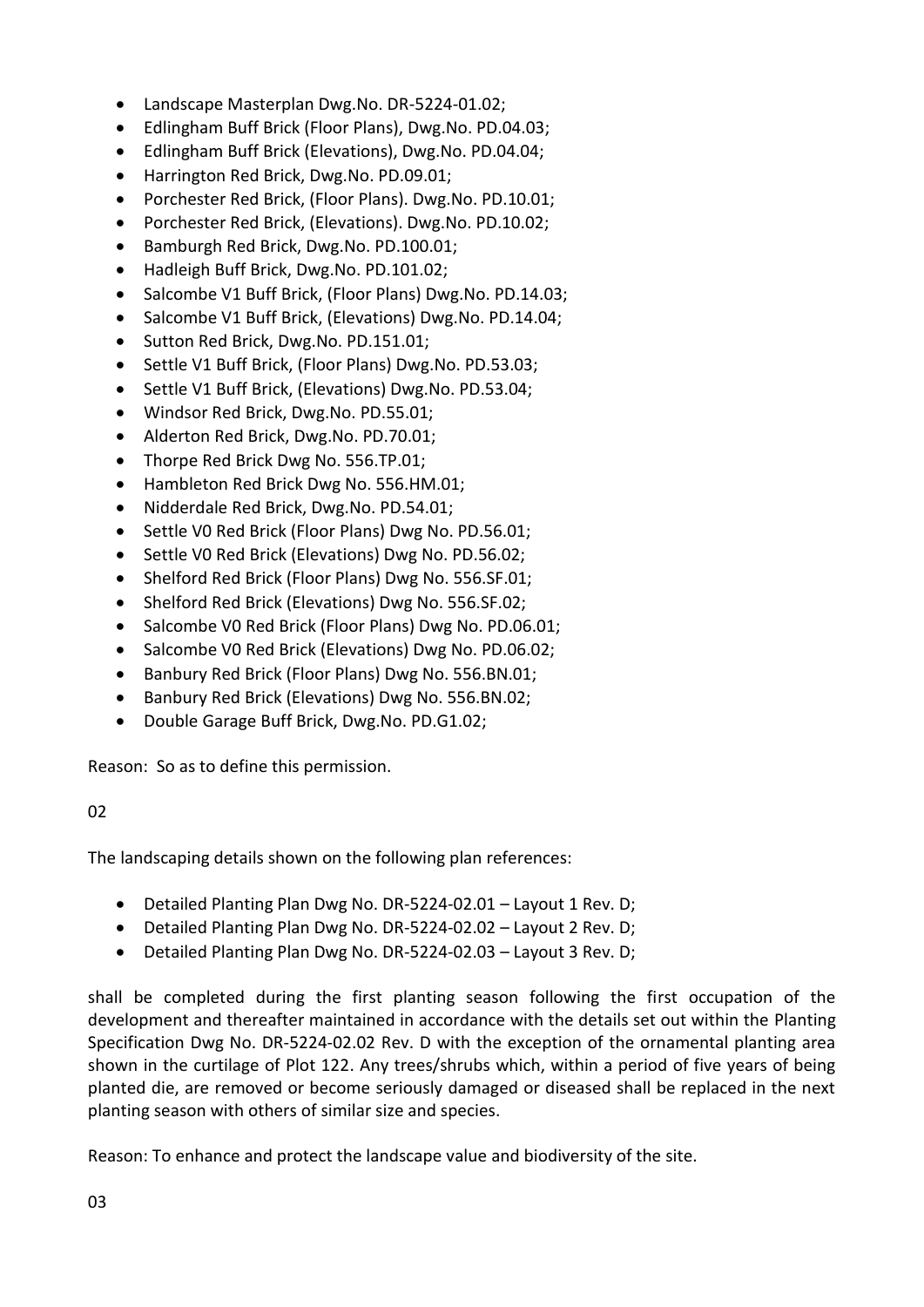- Landscape Masterplan Dwg.No. DR-5224-01.02;
- Edlingham Buff Brick (Floor Plans), Dwg.No. PD.04.03;
- Edlingham Buff Brick (Elevations), Dwg.No. PD.04.04;
- Harrington Red Brick, Dwg.No. PD.09.01;
- Porchester Red Brick, (Floor Plans). Dwg.No. PD.10.01;
- Porchester Red Brick, (Elevations). Dwg.No. PD.10.02;
- Bamburgh Red Brick, Dwg.No. PD.100.01;
- Hadleigh Buff Brick, Dwg.No. PD.101.02;
- Salcombe V1 Buff Brick, (Floor Plans) Dwg.No. PD.14.03;
- Salcombe V1 Buff Brick, (Elevations) Dwg.No. PD.14.04;
- Sutton Red Brick, Dwg.No. PD.151.01;
- Settle V1 Buff Brick, (Floor Plans) Dwg.No. PD.53.03;
- Settle V1 Buff Brick, (Elevations) Dwg.No. PD.53.04;
- Windsor Red Brick, Dwg.No. PD.55.01;
- Alderton Red Brick, Dwg.No. PD.70.01;
- Thorpe Red Brick Dwg No. 556.TP.01;
- Hambleton Red Brick Dwg No. 556.HM.01;
- Nidderdale Red Brick, Dwg.No. PD.54.01;
- Settle V0 Red Brick (Floor Plans) Dwg No. PD.56.01;
- Settle V0 Red Brick (Elevations) Dwg No. PD.56.02;
- Shelford Red Brick (Floor Plans) Dwg No. 556.SF.01;
- Shelford Red Brick (Elevations) Dwg No. 556.SF.02;
- Salcombe V0 Red Brick (Floor Plans) Dwg No. PD.06.01;
- Salcombe V0 Red Brick (Elevations) Dwg No. PD.06.02;
- Banbury Red Brick (Floor Plans) Dwg No. 556.BN.01;
- Banbury Red Brick (Elevations) Dwg No. 556.BN.02;
- Double Garage Buff Brick, Dwg.No. PD.G1.02;

Reason: So as to define this permission.

02

The landscaping details shown on the following plan references:

- Detailed Planting Plan Dwg No. DR-5224-02.01 – Layout 1 Rev. D;
- Detailed Planting Plan Dwg No. DR-5224-02.02 – Layout 2 Rev. D;
- Detailed Planting Plan Dwg No. DR-5224-02.03 – Layout 3 Rev. D;

shall be completed during the first planting season following the first occupation of the development and thereafter maintained in accordance with the details set out within the Planting Specification Dwg No. DR-5224-02.02 Rev. D with the exception of the ornamental planting area shown in the curtilage of Plot 122. Any trees/shrubs which, within a period of five years of being planted die, are removed or become seriously damaged or diseased shall be replaced in the next planting season with others of similar size and species.

Reason: To enhance and protect the landscape value and biodiversity of the site.

03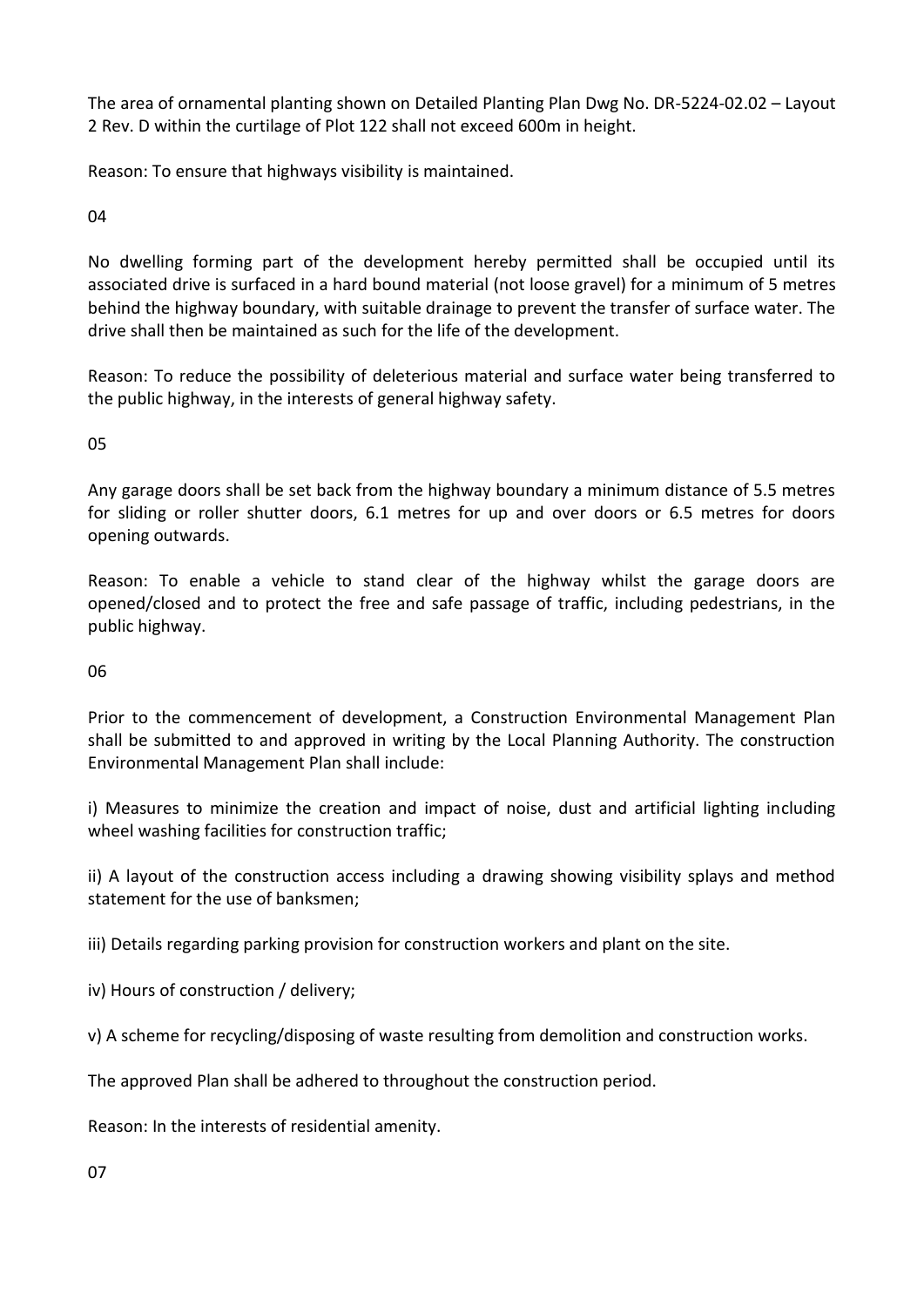The area of ornamental planting shown on Detailed Planting Plan Dwg No. DR-5224-02.02 – Layout 2 Rev. D within the curtilage of Plot 122 shall not exceed 600m in height.

Reason: To ensure that highways visibility is maintained.

04

No dwelling forming part of the development hereby permitted shall be occupied until its associated drive is surfaced in a hard bound material (not loose gravel) for a minimum of 5 metres behind the highway boundary, with suitable drainage to prevent the transfer of surface water. The drive shall then be maintained as such for the life of the development.

Reason: To reduce the possibility of deleterious material and surface water being transferred to the public highway, in the interests of general highway safety.

05

Any garage doors shall be set back from the highway boundary a minimum distance of 5.5 metres for sliding or roller shutter doors, 6.1 metres for up and over doors or 6.5 metres for doors opening outwards.

Reason: To enable a vehicle to stand clear of the highway whilst the garage doors are opened/closed and to protect the free and safe passage of traffic, including pedestrians, in the public highway.

06

Prior to the commencement of development, a Construction Environmental Management Plan shall be submitted to and approved in writing by the Local Planning Authority. The construction Environmental Management Plan shall include:

i) Measures to minimize the creation and impact of noise, dust and artificial lighting including wheel washing facilities for construction traffic;

ii) A layout of the construction access including a drawing showing visibility splays and method statement for the use of banksmen;

iii) Details regarding parking provision for construction workers and plant on the site.

iv) Hours of construction / delivery;

v) A scheme for recycling/disposing of waste resulting from demolition and construction works.

The approved Plan shall be adhered to throughout the construction period.

Reason: In the interests of residential amenity.

07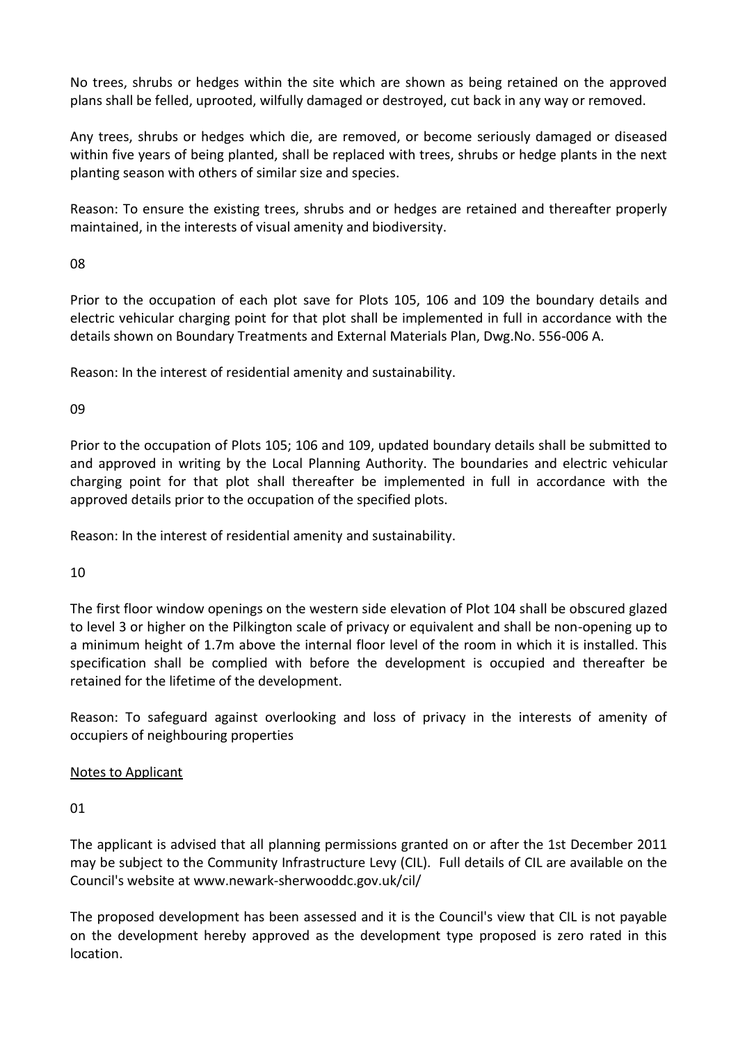No trees, shrubs or hedges within the site which are shown as being retained on the approved plans shall be felled, uprooted, wilfully damaged or destroyed, cut back in any way or removed.

Any trees, shrubs or hedges which die, are removed, or become seriously damaged or diseased within five years of being planted, shall be replaced with trees, shrubs or hedge plants in the next planting season with others of similar size and species.

Reason: To ensure the existing trees, shrubs and or hedges are retained and thereafter properly maintained, in the interests of visual amenity and biodiversity.

08

Prior to the occupation of each plot save for Plots 105, 106 and 109 the boundary details and electric vehicular charging point for that plot shall be implemented in full in accordance with the details shown on Boundary Treatments and External Materials Plan, Dwg.No. 556-006 A.

Reason: In the interest of residential amenity and sustainability.

09

Prior to the occupation of Plots 105; 106 and 109, updated boundary details shall be submitted to and approved in writing by the Local Planning Authority. The boundaries and electric vehicular charging point for that plot shall thereafter be implemented in full in accordance with the approved details prior to the occupation of the specified plots.

Reason: In the interest of residential amenity and sustainability.

10

The first floor window openings on the western side elevation of Plot 104 shall be obscured glazed to level 3 or higher on the Pilkington scale of privacy or equivalent and shall be non-opening up to a minimum height of 1.7m above the internal floor level of the room in which it is installed. This specification shall be complied with before the development is occupied and thereafter be retained for the lifetime of the development.

Reason: To safeguard against overlooking and loss of privacy in the interests of amenity of occupiers of neighbouring properties

Notes to Applicant

01

The applicant is advised that all planning permissions granted on or after the 1st December 2011 may be subject to the Community Infrastructure Levy (CIL). Full details of CIL are available on the Council's website at www.newark-sherwooddc.gov.uk/cil/

The proposed development has been assessed and it is the Council's view that CIL is not payable on the development hereby approved as the development type proposed is zero rated in this location.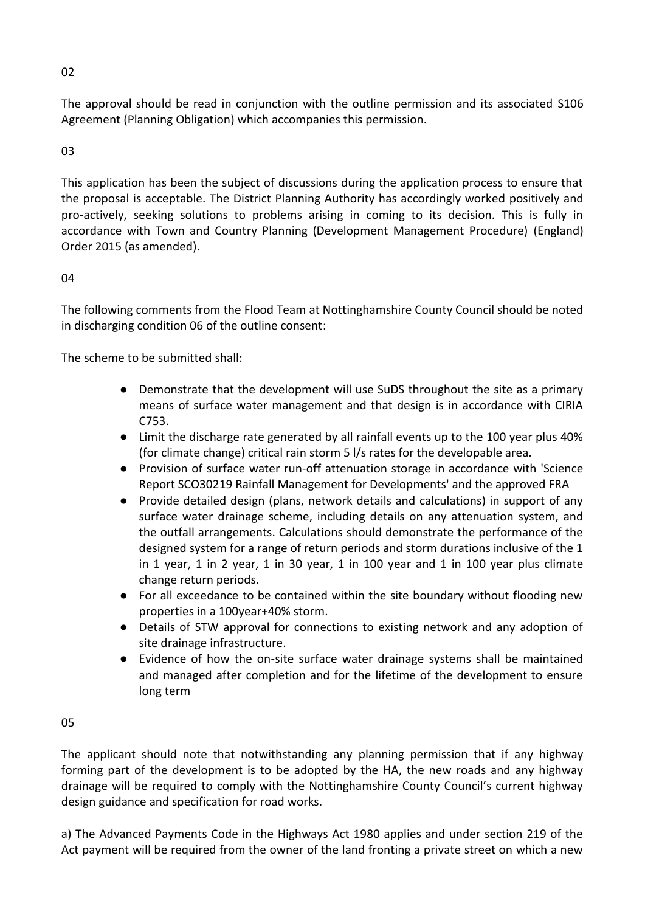02

The approval should be read in conjunction with the outline permission and its associated S106 Agreement (Planning Obligation) which accompanies this permission.

03

This application has been the subject of discussions during the application process to ensure that the proposal is acceptable. The District Planning Authority has accordingly worked positively and pro-actively, seeking solutions to problems arising in coming to its decision. This is fully in accordance with Town and Country Planning (Development Management Procedure) (England) Order 2015 (as amended).

04

The following comments from the Flood Team at Nottinghamshire County Council should be noted in discharging condition 06 of the outline consent:

The scheme to be submitted shall:

- Demonstrate that the development will use SuDS throughout the site as a primary means of surface water management and that design is in accordance with CIRIA C753.
- Limit the discharge rate generated by all rainfall events up to the 100 year plus 40% (for climate change) critical rain storm 5 l/s rates for the developable area.
- Provision of surface water run-off attenuation storage in accordance with 'Science Report SCO30219 Rainfall Management for Developments' and the approved FRA
- Provide detailed design (plans, network details and calculations) in support of any surface water drainage scheme, including details on any attenuation system, and the outfall arrangements. Calculations should demonstrate the performance of the designed system for a range of return periods and storm durations inclusive of the 1 in 1 year, 1 in 2 year, 1 in 30 year, 1 in 100 year and 1 in 100 year plus climate change return periods.
- For all exceedance to be contained within the site boundary without flooding new properties in a 100year+40% storm.
- Details of STW approval for connections to existing network and any adoption of site drainage infrastructure.
- Evidence of how the on-site surface water drainage systems shall be maintained and managed after completion and for the lifetime of the development to ensure long term

05

The applicant should note that notwithstanding any planning permission that if any highway forming part of the development is to be adopted by the HA, the new roads and any highway drainage will be required to comply with the Nottinghamshire County Council's current highway design guidance and specification for road works.

a) The Advanced Payments Code in the Highways Act 1980 applies and under section 219 of the Act payment will be required from the owner of the land fronting a private street on which a new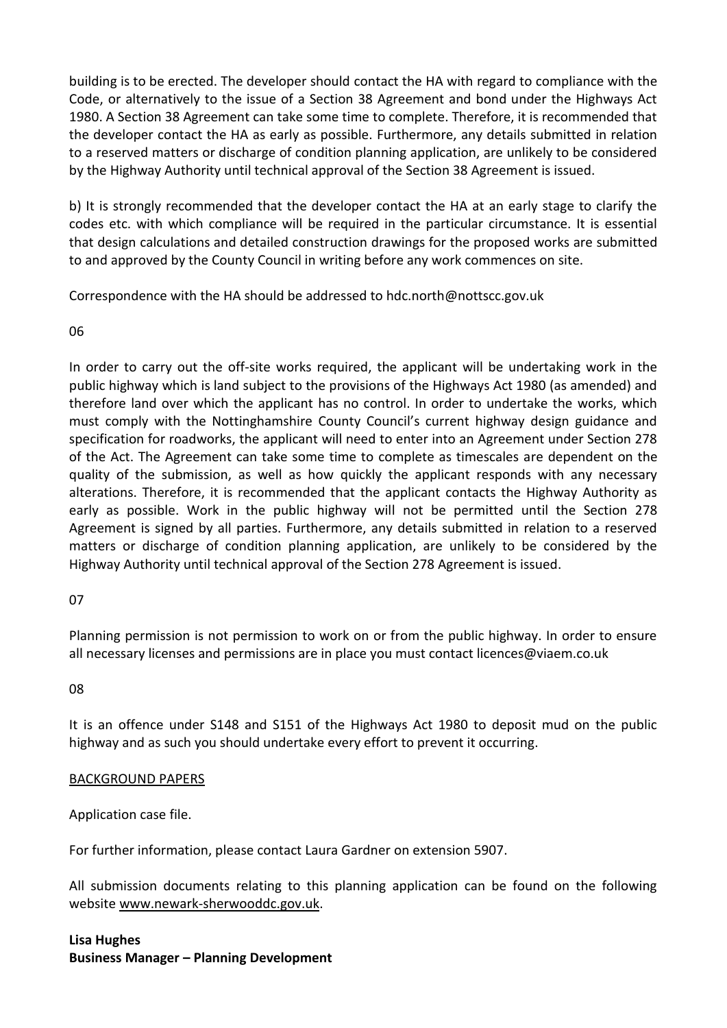building is to be erected. The developer should contact the HA with regard to compliance with the Code, or alternatively to the issue of a Section 38 Agreement and bond under the Highways Act 1980. A Section 38 Agreement can take some time to complete. Therefore, it is recommended that the developer contact the HA as early as possible. Furthermore, any details submitted in relation to a reserved matters or discharge of condition planning application, are unlikely to be considered by the Highway Authority until technical approval of the Section 38 Agreement is issued.

b) It is strongly recommended that the developer contact the HA at an early stage to clarify the codes etc. with which compliance will be required in the particular circumstance. It is essential that design calculations and detailed construction drawings for the proposed works are submitted to and approved by the County Council in writing before any work commences on site.

Correspondence with the HA should be addressed to hdc.north@nottscc.gov.uk

06

In order to carry out the off-site works required, the applicant will be undertaking work in the public highway which is land subject to the provisions of the Highways Act 1980 (as amended) and therefore land over which the applicant has no control. In order to undertake the works, which must comply with the Nottinghamshire County Council's current highway design guidance and specification for roadworks, the applicant will need to enter into an Agreement under Section 278 of the Act. The Agreement can take some time to complete as timescales are dependent on the quality of the submission, as well as how quickly the applicant responds with any necessary alterations. Therefore, it is recommended that the applicant contacts the Highway Authority as early as possible. Work in the public highway will not be permitted until the Section 278 Agreement is signed by all parties. Furthermore, any details submitted in relation to a reserved matters or discharge of condition planning application, are unlikely to be considered by the Highway Authority until technical approval of the Section 278 Agreement is issued.

07

Planning permission is not permission to work on or from the public highway. In order to ensure all necessary licenses and permissions are in place you must contact licences@viaem.co.uk

08

It is an offence under S148 and S151 of the Highways Act 1980 to deposit mud on the public highway and as such you should undertake every effort to prevent it occurring.

BACKGROUND PAPERS

Application case file.

For further information, please contact Laura Gardner on extension 5907.

All submission documents relating to this planning application can be found on the following website www.newark-sherwooddc.gov.uk.

**Lisa Hughes**
**Business Manager – Planning Development**